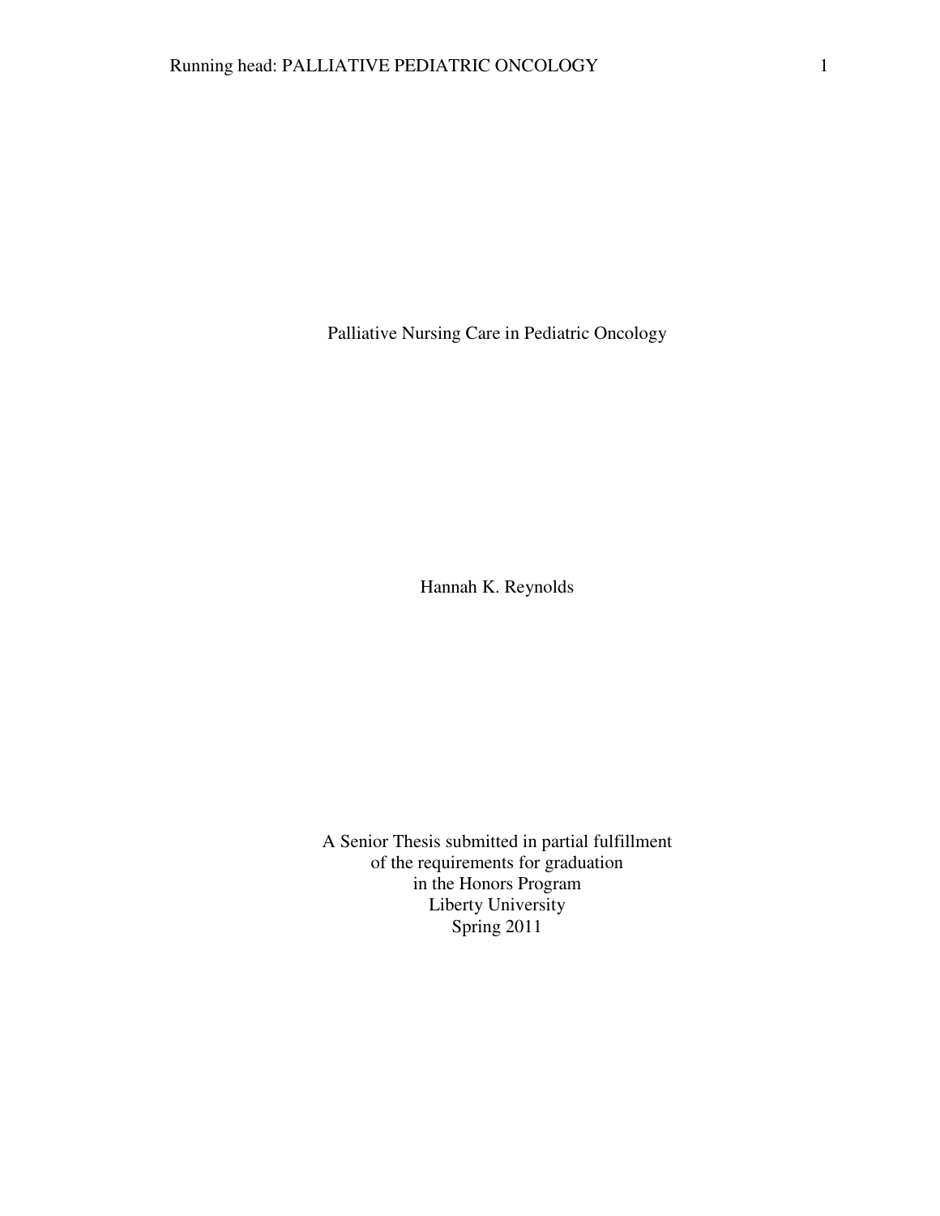# Palliative Nursing Care in Pediatric Oncology

Hannah K. Reynolds

A Senior Thesis submitted in partial fulfillment
of the requirements for graduation
in the Honors Program
Liberty University
Spring 2011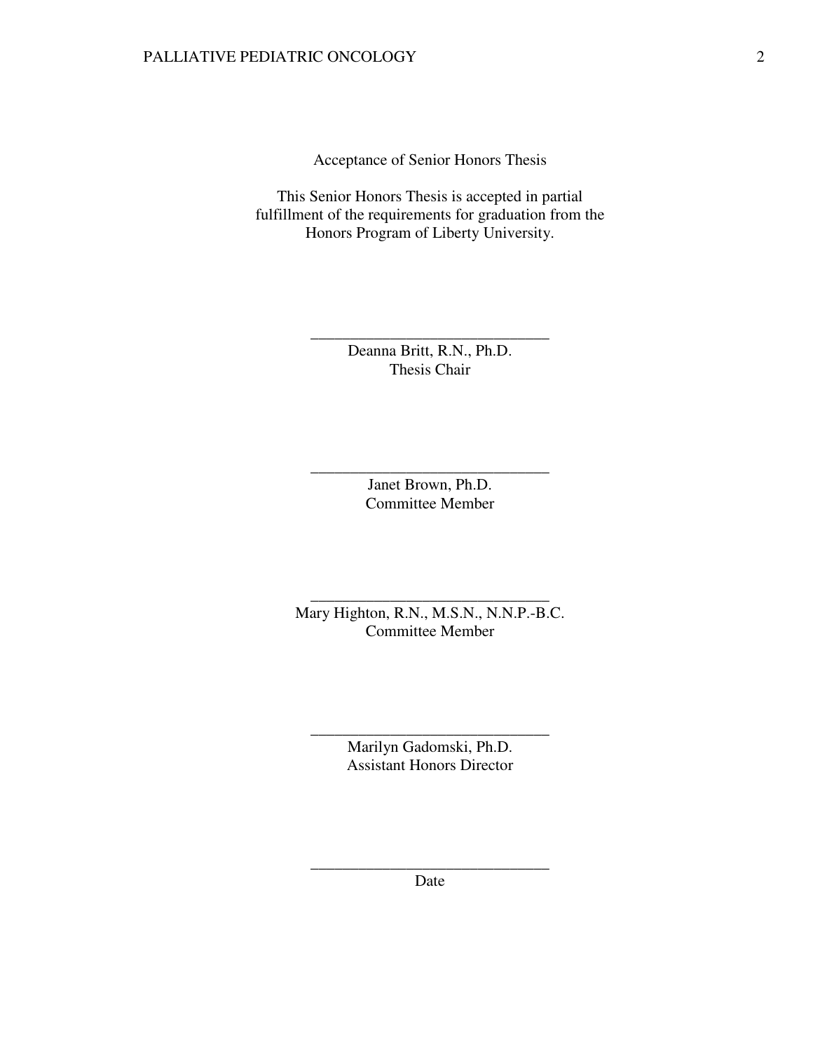Acceptance of Senior Honors Thesis

This Senior Honors Thesis is accepted in partial fulfillment of the requirements for graduation from the Honors Program of Liberty University.

______________________________
Deanna Britt, R.N., Ph.D.
Thesis Chair

______________________________
Janet Brown, Ph.D.
Committee Member

______________________________
Mary Highton, R.N., M.S.N., N.N.P.-B.C.
Committee Member

______________________________
Marilyn Gadomski, Ph.D.
Assistant Honors Director

______________________________
Date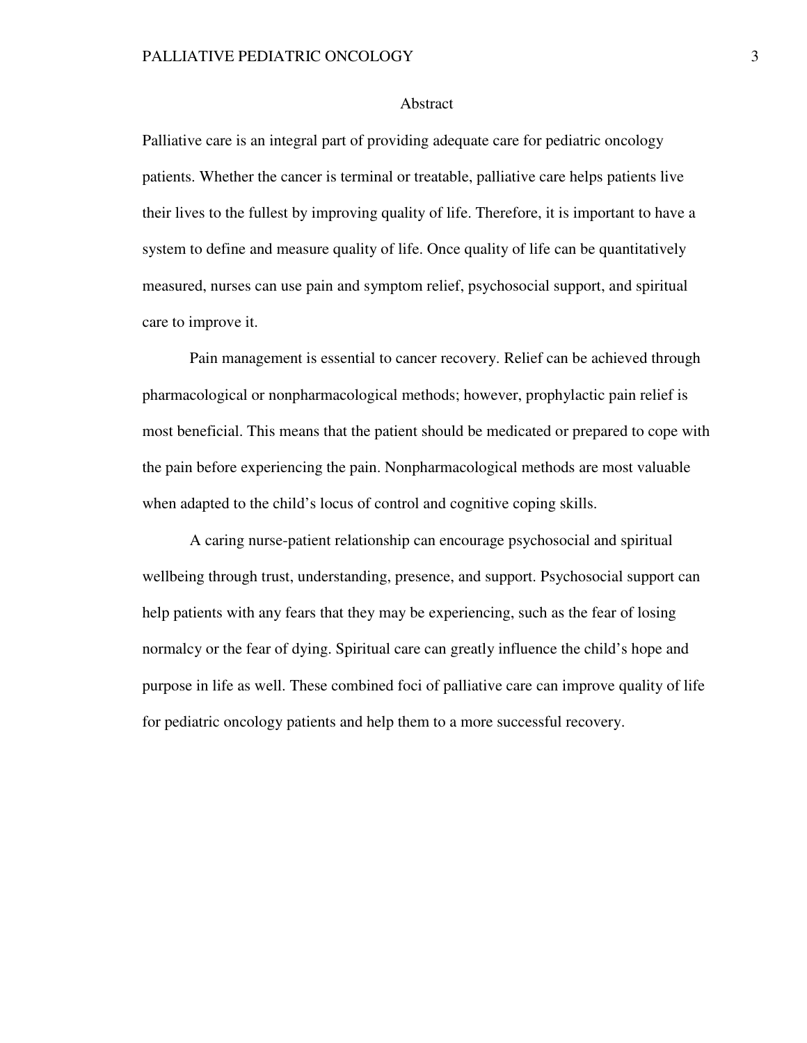# Abstract

Palliative care is an integral part of providing adequate care for pediatric oncology patients. Whether the cancer is terminal or treatable, palliative care helps patients live their lives to the fullest by improving quality of life. Therefore, it is important to have a system to define and measure quality of life. Once quality of life can be quantitatively measured, nurses can use pain and symptom relief, psychosocial support, and spiritual care to improve it.

Pain management is essential to cancer recovery. Relief can be achieved through pharmacological or nonpharmacological methods; however, prophylactic pain relief is most beneficial. This means that the patient should be medicated or prepared to cope with the pain before experiencing the pain. Nonpharmacological methods are most valuable when adapted to the child's locus of control and cognitive coping skills.

A caring nurse-patient relationship can encourage psychosocial and spiritual wellbeing through trust, understanding, presence, and support. Psychosocial support can help patients with any fears that they may be experiencing, such as the fear of losing normalcy or the fear of dying. Spiritual care can greatly influence the child's hope and purpose in life as well. These combined foci of palliative care can improve quality of life for pediatric oncology patients and help them to a more successful recovery.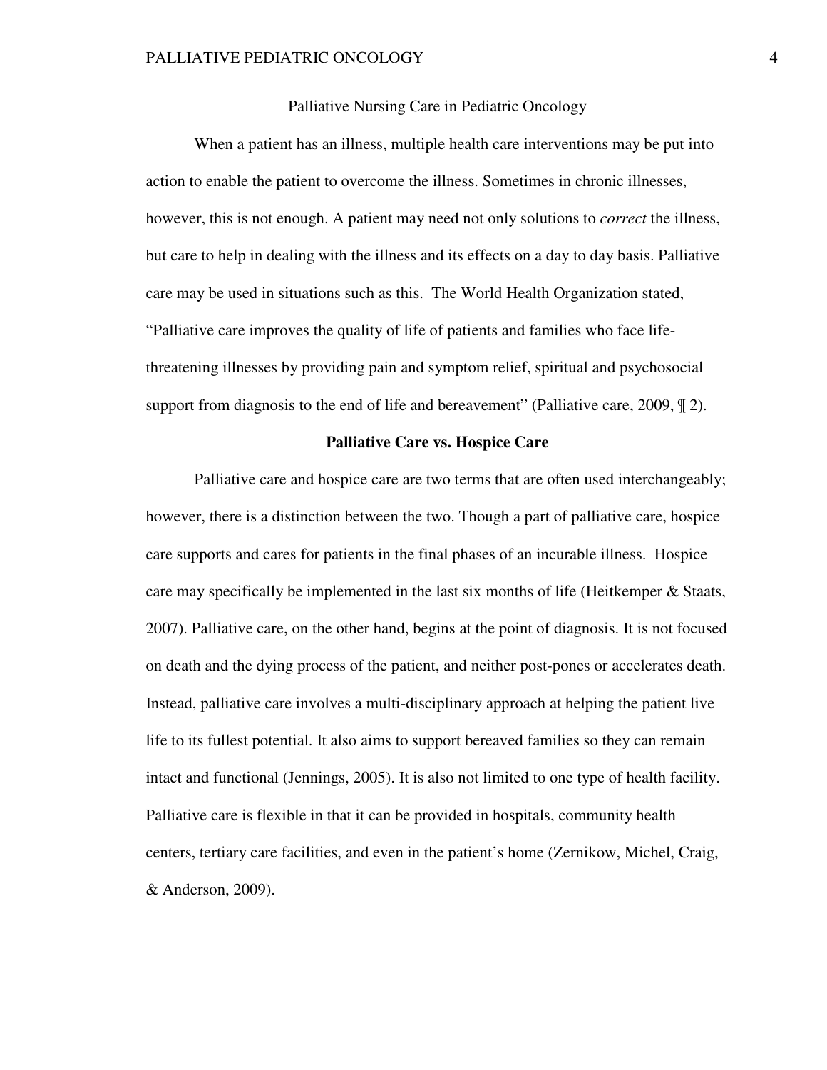# Palliative Nursing Care in Pediatric Oncology

When a patient has an illness, multiple health care interventions may be put into action to enable the patient to overcome the illness. Sometimes in chronic illnesses, however, this is not enough. A patient may need not only solutions to *correct* the illness, but care to help in dealing with the illness and its effects on a day to day basis. Palliative care may be used in situations such as this. The World Health Organization stated, "Palliative care improves the quality of life of patients and families who face life-threatening illnesses by providing pain and symptom relief, spiritual and psychosocial support from diagnosis to the end of life and bereavement" (Palliative care, 2009, ¶ 2).

## Palliative Care vs. Hospice Care

Palliative care and hospice care are two terms that are often used interchangeably; however, there is a distinction between the two. Though a part of palliative care, hospice care supports and cares for patients in the final phases of an incurable illness. Hospice care may specifically be implemented in the last six months of life (Heitkemper & Staats, 2007). Palliative care, on the other hand, begins at the point of diagnosis. It is not focused on death and the dying process of the patient, and neither post-pones or accelerates death. Instead, palliative care involves a multi-disciplinary approach at helping the patient live life to its fullest potential. It also aims to support bereaved families so they can remain intact and functional (Jennings, 2005). It is also not limited to one type of health facility. Palliative care is flexible in that it can be provided in hospitals, community health centers, tertiary care facilities, and even in the patient's home (Zernikow, Michel, Craig, & Anderson, 2009).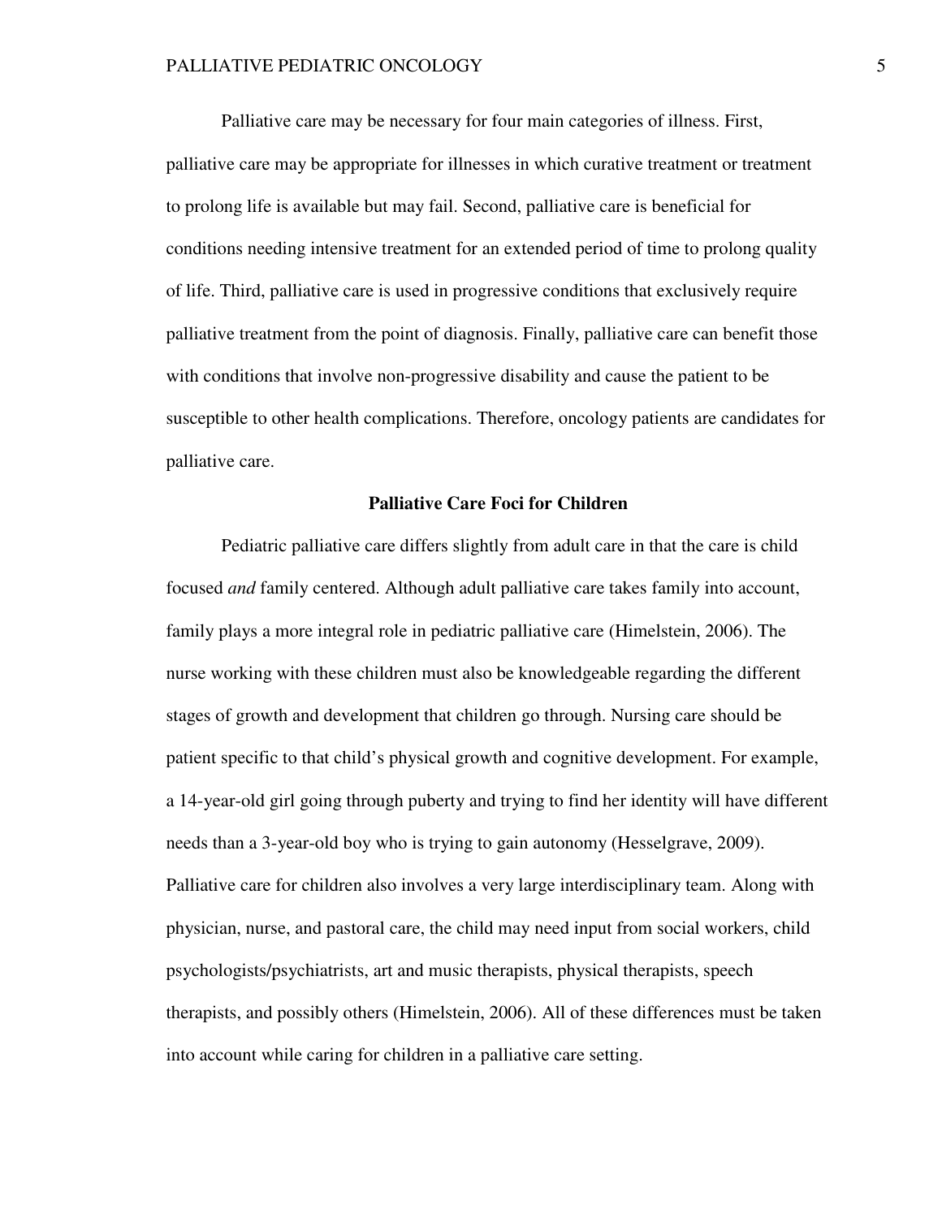Palliative care may be necessary for four main categories of illness. First, palliative care may be appropriate for illnesses in which curative treatment or treatment to prolong life is available but may fail. Second, palliative care is beneficial for conditions needing intensive treatment for an extended period of time to prolong quality of life. Third, palliative care is used in progressive conditions that exclusively require palliative treatment from the point of diagnosis. Finally, palliative care can benefit those with conditions that involve non-progressive disability and cause the patient to be susceptible to other health complications. Therefore, oncology patients are candidates for palliative care.

## Palliative Care Foci for Children

Pediatric palliative care differs slightly from adult care in that the care is child focused *and* family centered. Although adult palliative care takes family into account, family plays a more integral role in pediatric palliative care (Himelstein, 2006). The nurse working with these children must also be knowledgeable regarding the different stages of growth and development that children go through. Nursing care should be patient specific to that child's physical growth and cognitive development. For example, a 14-year-old girl going through puberty and trying to find her identity will have different needs than a 3-year-old boy who is trying to gain autonomy (Hesselgrave, 2009). Palliative care for children also involves a very large interdisciplinary team. Along with physician, nurse, and pastoral care, the child may need input from social workers, child psychologists/psychiatrists, art and music therapists, physical therapists, speech therapists, and possibly others (Himelstein, 2006). All of these differences must be taken into account while caring for children in a palliative care setting.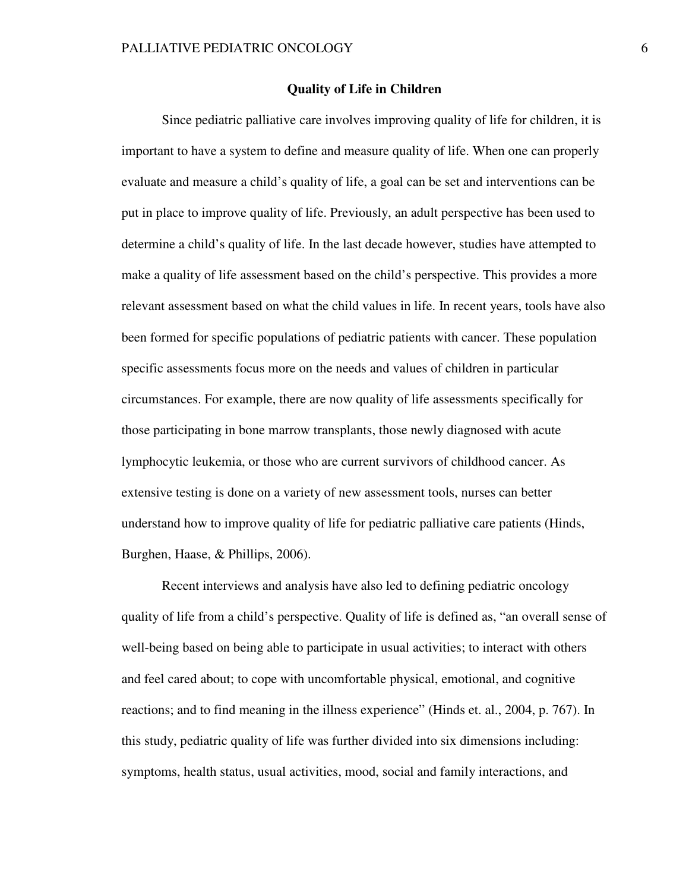## Quality of Life in Children

Since pediatric palliative care involves improving quality of life for children, it is important to have a system to define and measure quality of life. When one can properly evaluate and measure a child's quality of life, a goal can be set and interventions can be put in place to improve quality of life. Previously, an adult perspective has been used to determine a child's quality of life. In the last decade however, studies have attempted to make a quality of life assessment based on the child's perspective. This provides a more relevant assessment based on what the child values in life. In recent years, tools have also been formed for specific populations of pediatric patients with cancer. These population specific assessments focus more on the needs and values of children in particular circumstances. For example, there are now quality of life assessments specifically for those participating in bone marrow transplants, those newly diagnosed with acute lymphocytic leukemia, or those who are current survivors of childhood cancer. As extensive testing is done on a variety of new assessment tools, nurses can better understand how to improve quality of life for pediatric palliative care patients (Hinds, Burghen, Haase, & Phillips, 2006).

Recent interviews and analysis have also led to defining pediatric oncology quality of life from a child's perspective. Quality of life is defined as, "an overall sense of well-being based on being able to participate in usual activities; to interact with others and feel cared about; to cope with uncomfortable physical, emotional, and cognitive reactions; and to find meaning in the illness experience" (Hinds et. al., 2004, p. 767). In this study, pediatric quality of life was further divided into six dimensions including: symptoms, health status, usual activities, mood, social and family interactions, and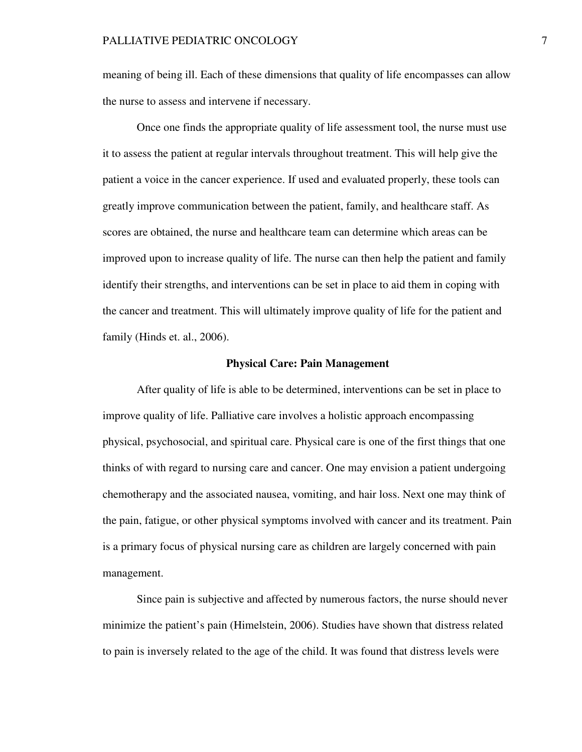meaning of being ill. Each of these dimensions that quality of life encompasses can allow the nurse to assess and intervene if necessary.

Once one finds the appropriate quality of life assessment tool, the nurse must use it to assess the patient at regular intervals throughout treatment. This will help give the patient a voice in the cancer experience. If used and evaluated properly, these tools can greatly improve communication between the patient, family, and healthcare staff. As scores are obtained, the nurse and healthcare team can determine which areas can be improved upon to increase quality of life. The nurse can then help the patient and family identify their strengths, and interventions can be set in place to aid them in coping with the cancer and treatment. This will ultimately improve quality of life for the patient and family (Hinds et. al., 2006).

## Physical Care: Pain Management

After quality of life is able to be determined, interventions can be set in place to improve quality of life. Palliative care involves a holistic approach encompassing physical, psychosocial, and spiritual care. Physical care is one of the first things that one thinks of with regard to nursing care and cancer. One may envision a patient undergoing chemotherapy and the associated nausea, vomiting, and hair loss. Next one may think of the pain, fatigue, or other physical symptoms involved with cancer and its treatment. Pain is a primary focus of physical nursing care as children are largely concerned with pain management.

Since pain is subjective and affected by numerous factors, the nurse should never minimize the patient's pain (Himelstein, 2006). Studies have shown that distress related to pain is inversely related to the age of the child. It was found that distress levels were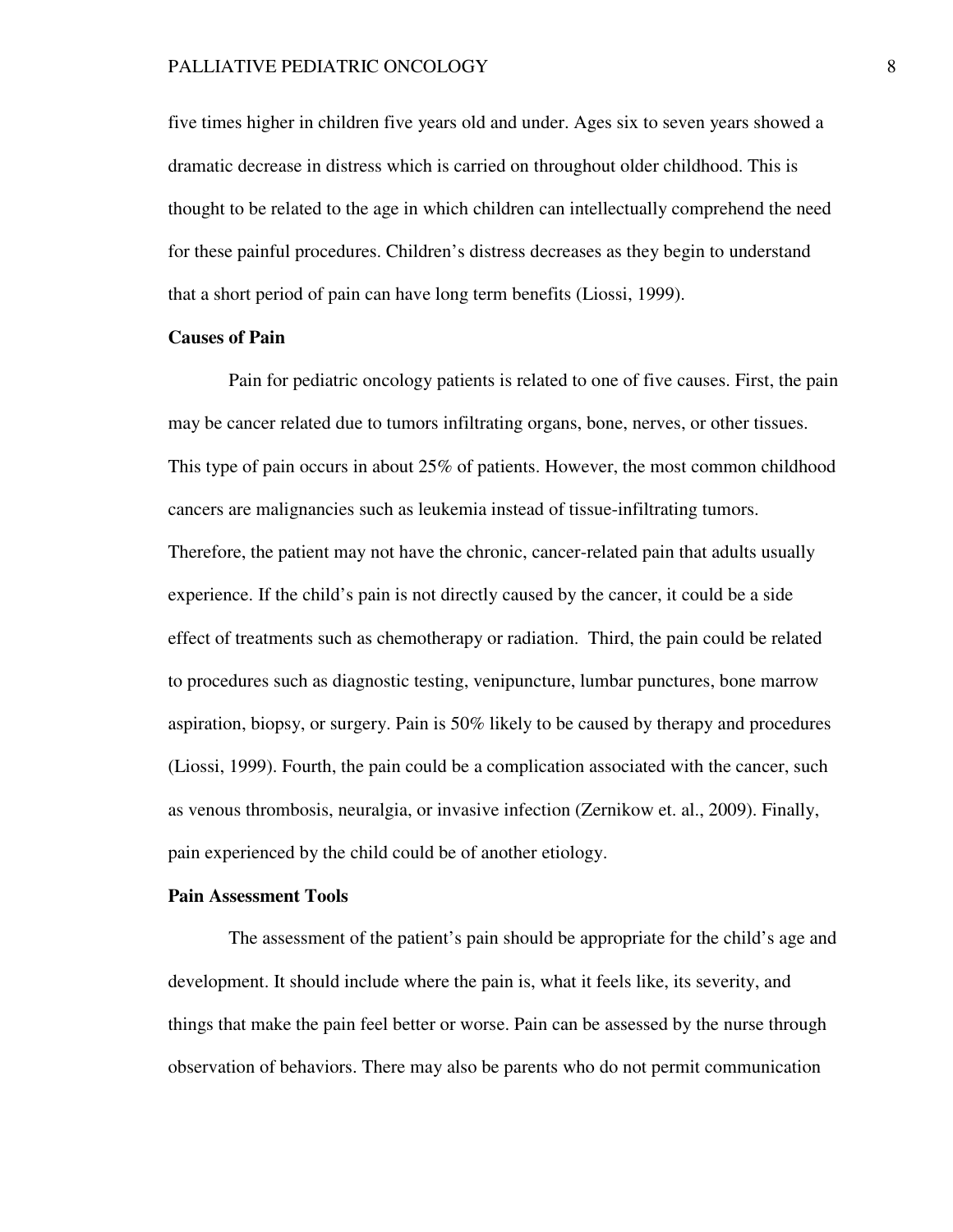five times higher in children five years old and under. Ages six to seven years showed a dramatic decrease in distress which is carried on throughout older childhood. This is thought to be related to the age in which children can intellectually comprehend the need for these painful procedures. Children's distress decreases as they begin to understand that a short period of pain can have long term benefits (Liossi, 1999).

**Causes of Pain**

Pain for pediatric oncology patients is related to one of five causes. First, the pain may be cancer related due to tumors infiltrating organs, bone, nerves, or other tissues. This type of pain occurs in about 25% of patients. However, the most common childhood cancers are malignancies such as leukemia instead of tissue-infiltrating tumors. Therefore, the patient may not have the chronic, cancer-related pain that adults usually experience. If the child's pain is not directly caused by the cancer, it could be a side effect of treatments such as chemotherapy or radiation. Third, the pain could be related to procedures such as diagnostic testing, venipuncture, lumbar punctures, bone marrow aspiration, biopsy, or surgery. Pain is 50% likely to be caused by therapy and procedures (Liossi, 1999). Fourth, the pain could be a complication associated with the cancer, such as venous thrombosis, neuralgia, or invasive infection (Zernikow et. al., 2009). Finally, pain experienced by the child could be of another etiology.

**Pain Assessment Tools**

The assessment of the patient's pain should be appropriate for the child's age and development. It should include where the pain is, what it feels like, its severity, and things that make the pain feel better or worse. Pain can be assessed by the nurse through observation of behaviors. There may also be parents who do not permit communication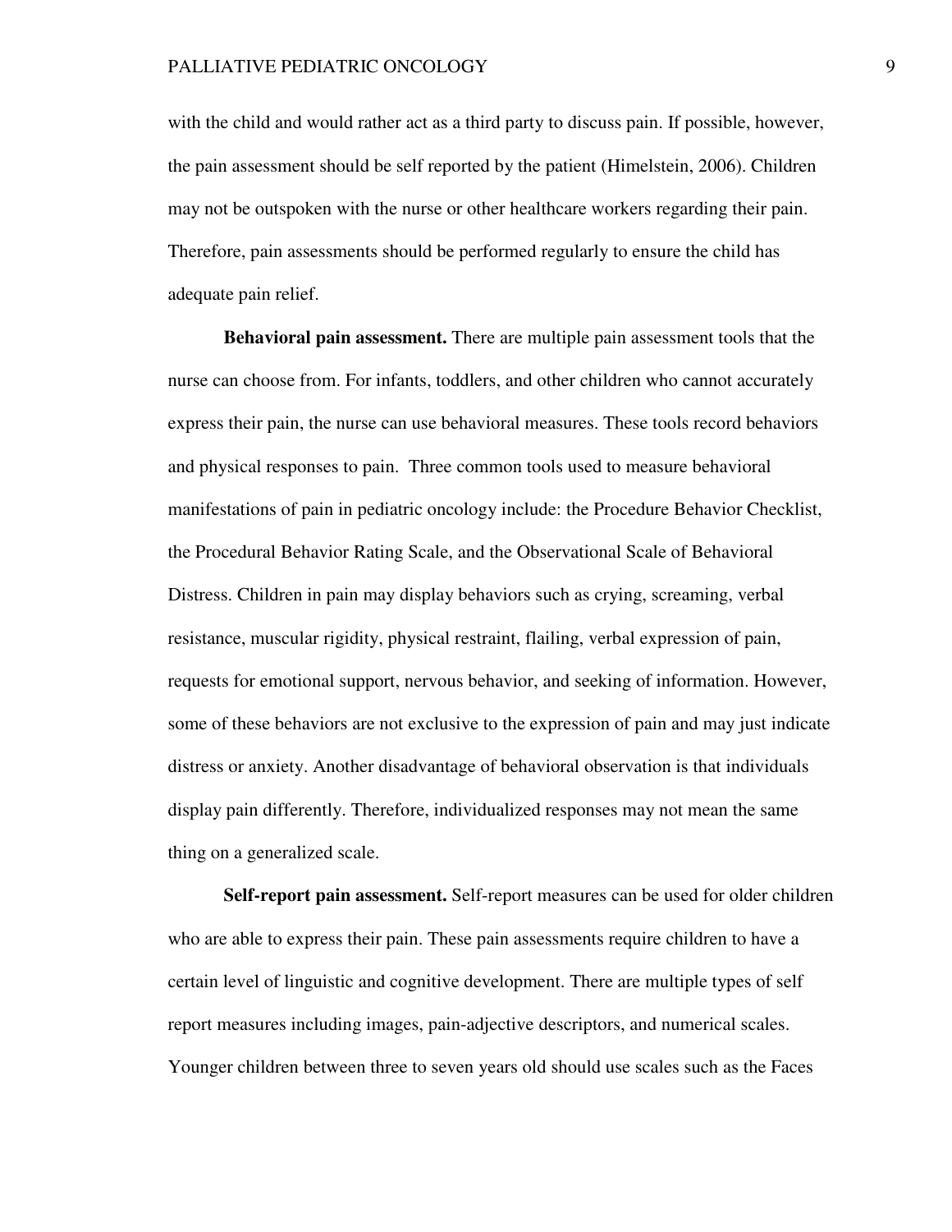with the child and would rather act as a third party to discuss pain. If possible, however, the pain assessment should be self reported by the patient (Himelstein, 2006). Children may not be outspoken with the nurse or other healthcare workers regarding their pain. Therefore, pain assessments should be performed regularly to ensure the child has adequate pain relief.

**Behavioral pain assessment.** There are multiple pain assessment tools that the nurse can choose from. For infants, toddlers, and other children who cannot accurately express their pain, the nurse can use behavioral measures. These tools record behaviors and physical responses to pain. Three common tools used to measure behavioral manifestations of pain in pediatric oncology include: the Procedure Behavior Checklist, the Procedural Behavior Rating Scale, and the Observational Scale of Behavioral Distress. Children in pain may display behaviors such as crying, screaming, verbal resistance, muscular rigidity, physical restraint, flailing, verbal expression of pain, requests for emotional support, nervous behavior, and seeking of information. However, some of these behaviors are not exclusive to the expression of pain and may just indicate distress or anxiety. Another disadvantage of behavioral observation is that individuals display pain differently. Therefore, individualized responses may not mean the same thing on a generalized scale.

**Self-report pain assessment.** Self-report measures can be used for older children who are able to express their pain. These pain assessments require children to have a certain level of linguistic and cognitive development. There are multiple types of self report measures including images, pain-adjective descriptors, and numerical scales. Younger children between three to seven years old should use scales such as the Faces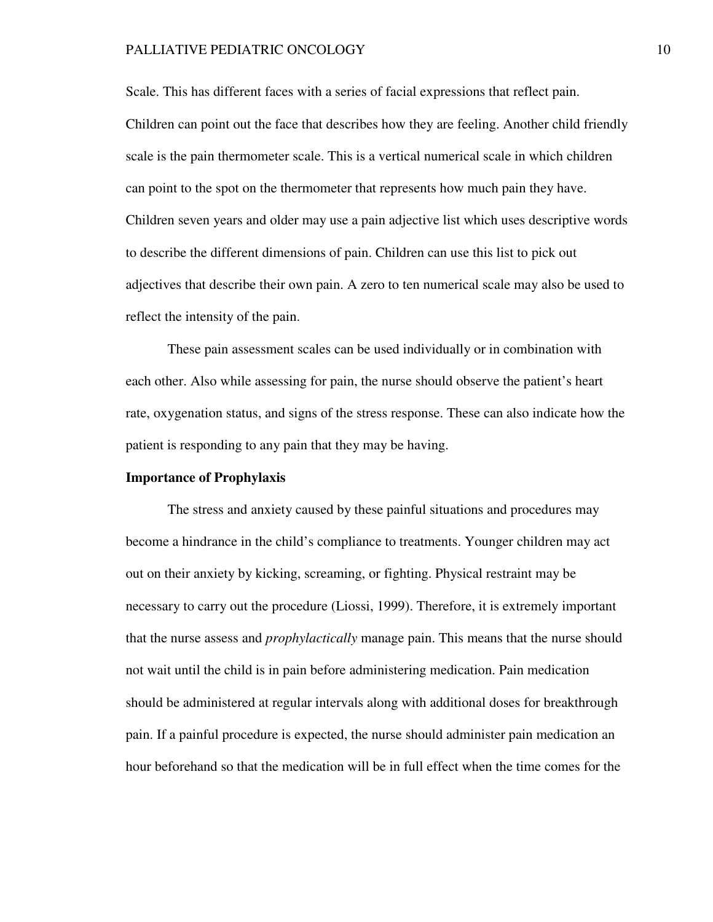Scale. This has different faces with a series of facial expressions that reflect pain. Children can point out the face that describes how they are feeling. Another child friendly scale is the pain thermometer scale. This is a vertical numerical scale in which children can point to the spot on the thermometer that represents how much pain they have. Children seven years and older may use a pain adjective list which uses descriptive words to describe the different dimensions of pain. Children can use this list to pick out adjectives that describe their own pain. A zero to ten numerical scale may also be used to reflect the intensity of the pain.

These pain assessment scales can be used individually or in combination with each other. Also while assessing for pain, the nurse should observe the patient's heart rate, oxygenation status, and signs of the stress response. These can also indicate how the patient is responding to any pain that they may be having.

**Importance of Prophylaxis**

The stress and anxiety caused by these painful situations and procedures may become a hindrance in the child's compliance to treatments. Younger children may act out on their anxiety by kicking, screaming, or fighting. Physical restraint may be necessary to carry out the procedure (Liossi, 1999). Therefore, it is extremely important that the nurse assess and *prophylactically* manage pain. This means that the nurse should not wait until the child is in pain before administering medication. Pain medication should be administered at regular intervals along with additional doses for breakthrough pain. If a painful procedure is expected, the nurse should administer pain medication an hour beforehand so that the medication will be in full effect when the time comes for the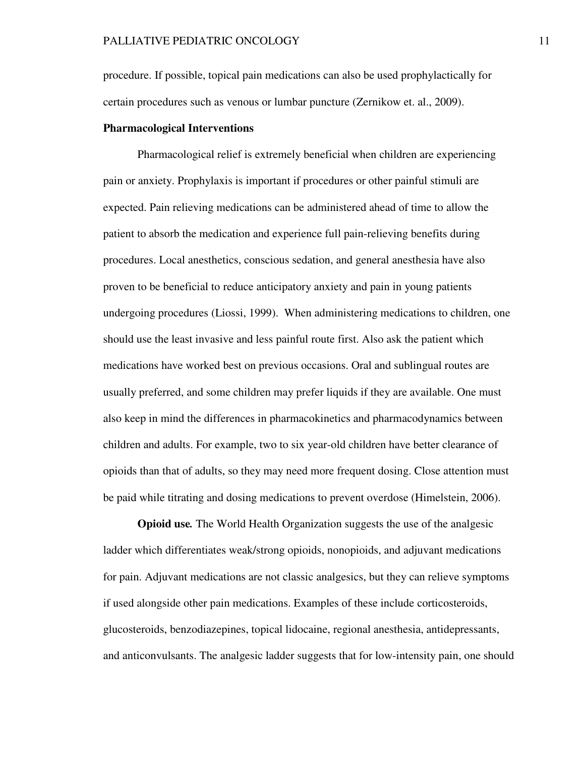procedure. If possible, topical pain medications can also be used prophylactically for certain procedures such as venous or lumbar puncture (Zernikow et. al., 2009).

## Pharmacological Interventions

Pharmacological relief is extremely beneficial when children are experiencing pain or anxiety. Prophylaxis is important if procedures or other painful stimuli are expected. Pain relieving medications can be administered ahead of time to allow the patient to absorb the medication and experience full pain-relieving benefits during procedures. Local anesthetics, conscious sedation, and general anesthesia have also proven to be beneficial to reduce anticipatory anxiety and pain in young patients undergoing procedures (Liossi, 1999). When administering medications to children, one should use the least invasive and less painful route first. Also ask the patient which medications have worked best on previous occasions. Oral and sublingual routes are usually preferred, and some children may prefer liquids if they are available. One must also keep in mind the differences in pharmacokinetics and pharmacodynamics between children and adults. For example, two to six year-old children have better clearance of opioids than that of adults, so they may need more frequent dosing. Close attention must be paid while titrating and dosing medications to prevent overdose (Himelstein, 2006).

**Opioid use*.*** The World Health Organization suggests the use of the analgesic ladder which differentiates weak/strong opioids, nonopioids, and adjuvant medications for pain. Adjuvant medications are not classic analgesics, but they can relieve symptoms if used alongside other pain medications. Examples of these include corticosteroids, glucosteroids, benzodiazepines, topical lidocaine, regional anesthesia, antidepressants, and anticonvulsants. The analgesic ladder suggests that for low-intensity pain, one should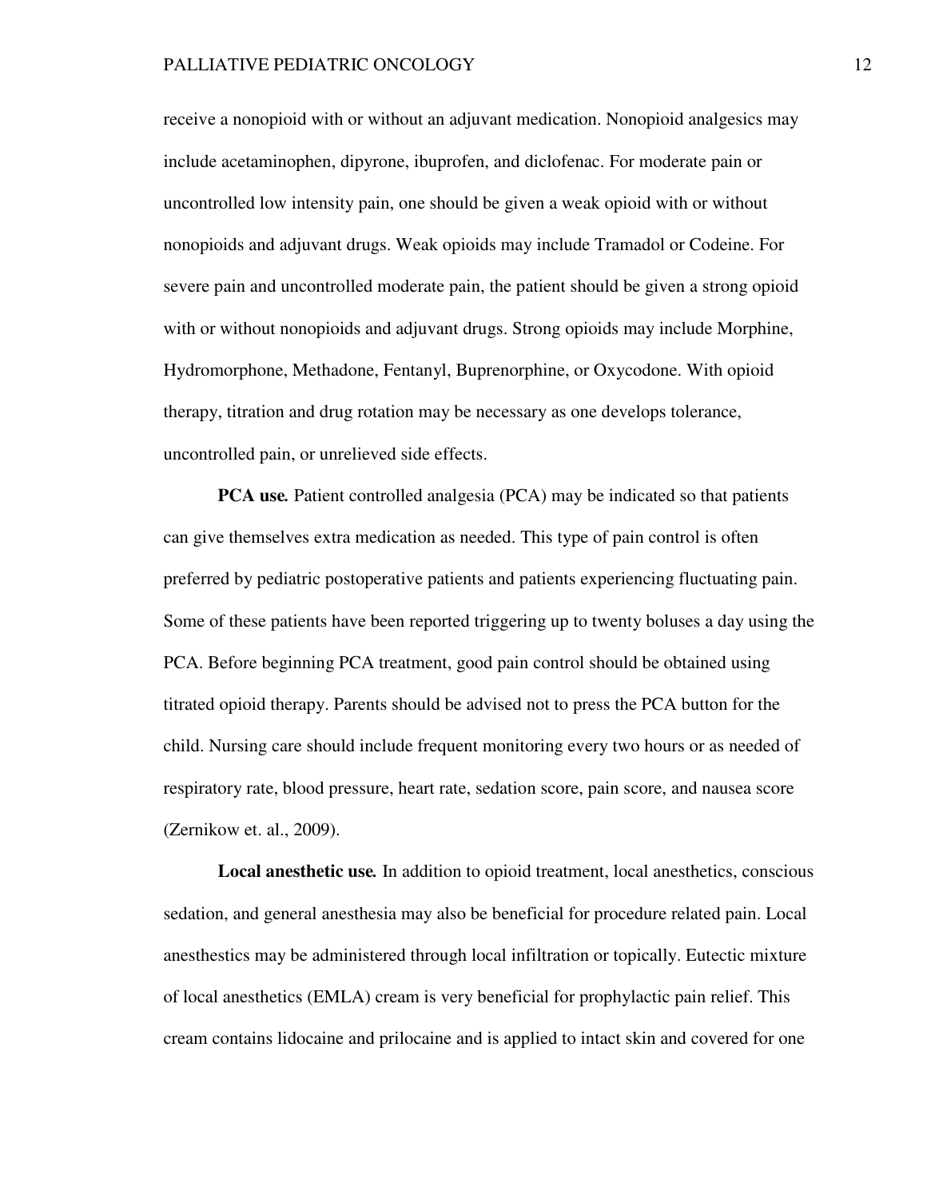receive a nonopioid with or without an adjuvant medication. Nonopioid analgesics may include acetaminophen, dipyrone, ibuprofen, and diclofenac. For moderate pain or uncontrolled low intensity pain, one should be given a weak opioid with or without nonopioids and adjuvant drugs. Weak opioids may include Tramadol or Codeine. For severe pain and uncontrolled moderate pain, the patient should be given a strong opioid with or without nonopioids and adjuvant drugs. Strong opioids may include Morphine, Hydromorphone, Methadone, Fentanyl, Buprenorphine, or Oxycodone. With opioid therapy, titration and drug rotation may be necessary as one develops tolerance, uncontrolled pain, or unrelieved side effects.

**PCA use.** Patient controlled analgesia (PCA) may be indicated so that patients can give themselves extra medication as needed. This type of pain control is often preferred by pediatric postoperative patients and patients experiencing fluctuating pain. Some of these patients have been reported triggering up to twenty boluses a day using the PCA. Before beginning PCA treatment, good pain control should be obtained using titrated opioid therapy. Parents should be advised not to press the PCA button for the child. Nursing care should include frequent monitoring every two hours or as needed of respiratory rate, blood pressure, heart rate, sedation score, pain score, and nausea score (Zernikow et. al., 2009).

**Local anesthetic use.** In addition to opioid treatment, local anesthetics, conscious sedation, and general anesthesia may also be beneficial for procedure related pain. Local anesthestics may be administered through local infiltration or topically. Eutectic mixture of local anesthetics (EMLA) cream is very beneficial for prophylactic pain relief. This cream contains lidocaine and prilocaine and is applied to intact skin and covered for one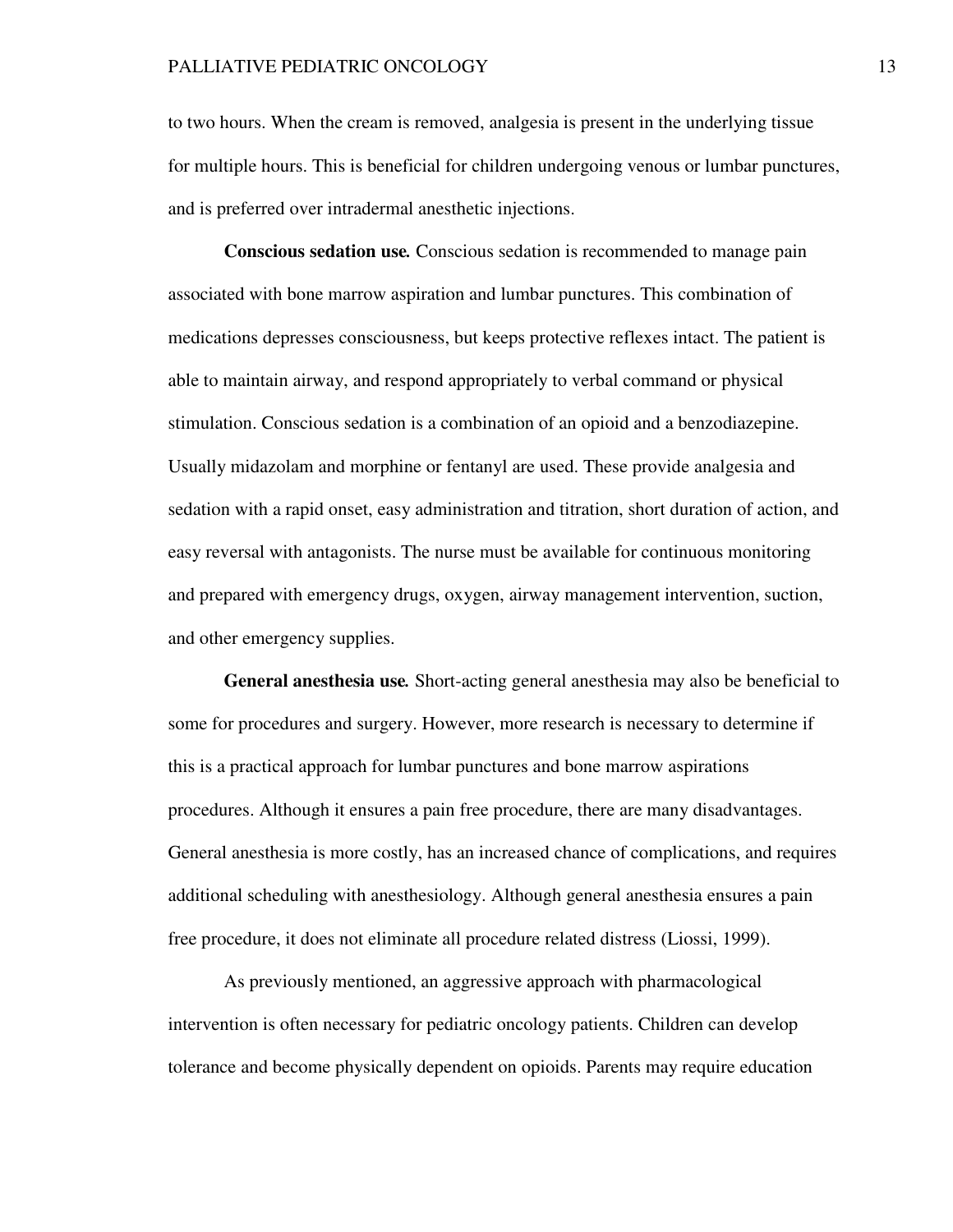to two hours. When the cream is removed, analgesia is present in the underlying tissue for multiple hours. This is beneficial for children undergoing venous or lumbar punctures, and is preferred over intradermal anesthetic injections.

**Conscious sedation use.** Conscious sedation is recommended to manage pain associated with bone marrow aspiration and lumbar punctures. This combination of medications depresses consciousness, but keeps protective reflexes intact. The patient is able to maintain airway, and respond appropriately to verbal command or physical stimulation. Conscious sedation is a combination of an opioid and a benzodiazepine. Usually midazolam and morphine or fentanyl are used. These provide analgesia and sedation with a rapid onset, easy administration and titration, short duration of action, and easy reversal with antagonists. The nurse must be available for continuous monitoring and prepared with emergency drugs, oxygen, airway management intervention, suction, and other emergency supplies.

**General anesthesia use.** Short-acting general anesthesia may also be beneficial to some for procedures and surgery. However, more research is necessary to determine if this is a practical approach for lumbar punctures and bone marrow aspirations procedures. Although it ensures a pain free procedure, there are many disadvantages. General anesthesia is more costly, has an increased chance of complications, and requires additional scheduling with anesthesiology. Although general anesthesia ensures a pain free procedure, it does not eliminate all procedure related distress (Liossi, 1999).

As previously mentioned, an aggressive approach with pharmacological intervention is often necessary for pediatric oncology patients. Children can develop tolerance and become physically dependent on opioids. Parents may require education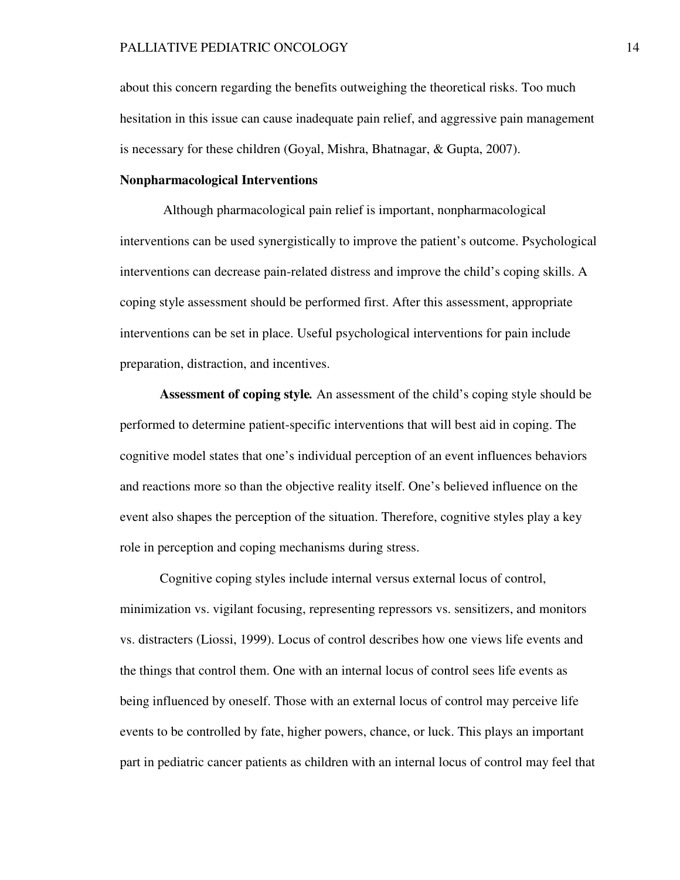about this concern regarding the benefits outweighing the theoretical risks. Too much hesitation in this issue can cause inadequate pain relief, and aggressive pain management is necessary for these children (Goyal, Mishra, Bhatnagar, & Gupta, 2007).

## Nonpharmacological Interventions

Although pharmacological pain relief is important, nonpharmacological interventions can be used synergistically to improve the patient's outcome. Psychological interventions can decrease pain-related distress and improve the child's coping skills. A coping style assessment should be performed first. After this assessment, appropriate interventions can be set in place. Useful psychological interventions for pain include preparation, distraction, and incentives.

**Assessment of coping style.** An assessment of the child's coping style should be performed to determine patient-specific interventions that will best aid in coping. The cognitive model states that one's individual perception of an event influences behaviors and reactions more so than the objective reality itself. One's believed influence on the event also shapes the perception of the situation. Therefore, cognitive styles play a key role in perception and coping mechanisms during stress.

Cognitive coping styles include internal versus external locus of control, minimization vs. vigilant focusing, representing repressors vs. sensitizers, and monitors vs. distracters (Liossi, 1999). Locus of control describes how one views life events and the things that control them. One with an internal locus of control sees life events as being influenced by oneself. Those with an external locus of control may perceive life events to be controlled by fate, higher powers, chance, or luck. This plays an important part in pediatric cancer patients as children with an internal locus of control may feel that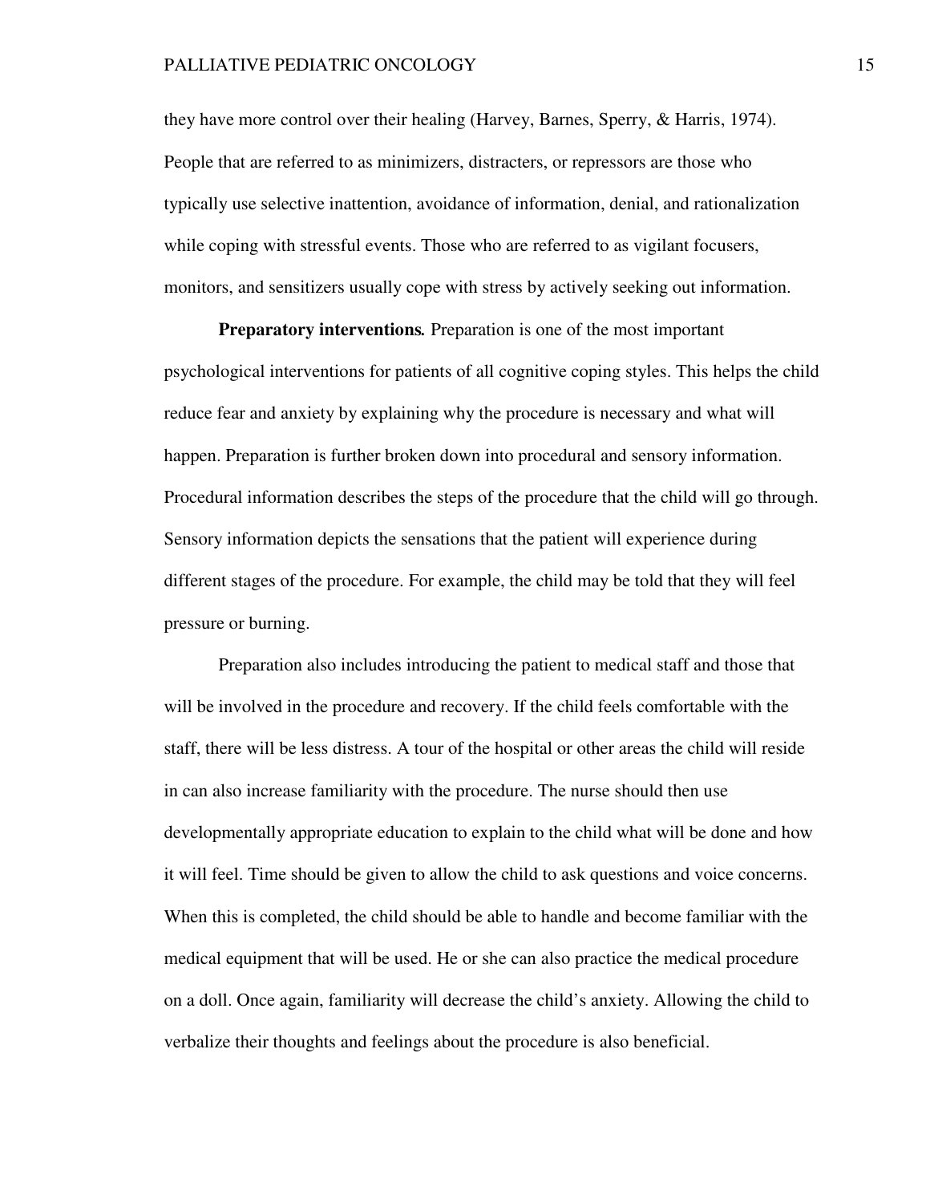they have more control over their healing (Harvey, Barnes, Sperry, & Harris, 1974). People that are referred to as minimizers, distracters, or repressors are those who typically use selective inattention, avoidance of information, denial, and rationalization while coping with stressful events. Those who are referred to as vigilant focusers, monitors, and sensitizers usually cope with stress by actively seeking out information.

**Preparatory interventions.** Preparation is one of the most important psychological interventions for patients of all cognitive coping styles. This helps the child reduce fear and anxiety by explaining why the procedure is necessary and what will happen. Preparation is further broken down into procedural and sensory information. Procedural information describes the steps of the procedure that the child will go through. Sensory information depicts the sensations that the patient will experience during different stages of the procedure. For example, the child may be told that they will feel pressure or burning.

Preparation also includes introducing the patient to medical staff and those that will be involved in the procedure and recovery. If the child feels comfortable with the staff, there will be less distress. A tour of the hospital or other areas the child will reside in can also increase familiarity with the procedure. The nurse should then use developmentally appropriate education to explain to the child what will be done and how it will feel. Time should be given to allow the child to ask questions and voice concerns. When this is completed, the child should be able to handle and become familiar with the medical equipment that will be used. He or she can also practice the medical procedure on a doll. Once again, familiarity will decrease the child's anxiety. Allowing the child to verbalize their thoughts and feelings about the procedure is also beneficial.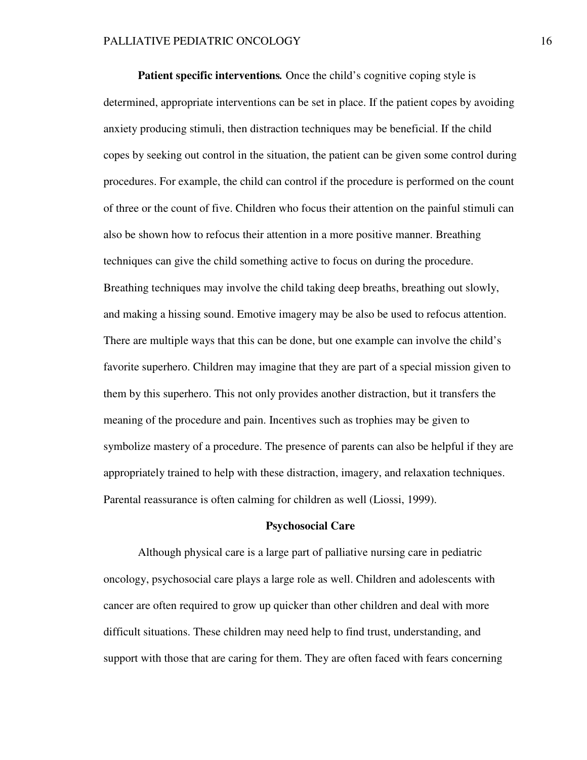**Patient specific interventions.** Once the child's cognitive coping style is determined, appropriate interventions can be set in place. If the patient copes by avoiding anxiety producing stimuli, then distraction techniques may be beneficial. If the child copes by seeking out control in the situation, the patient can be given some control during procedures. For example, the child can control if the procedure is performed on the count of three or the count of five. Children who focus their attention on the painful stimuli can also be shown how to refocus their attention in a more positive manner. Breathing techniques can give the child something active to focus on during the procedure. Breathing techniques may involve the child taking deep breaths, breathing out slowly, and making a hissing sound. Emotive imagery may be also be used to refocus attention. There are multiple ways that this can be done, but one example can involve the child's favorite superhero. Children may imagine that they are part of a special mission given to them by this superhero. This not only provides another distraction, but it transfers the meaning of the procedure and pain. Incentives such as trophies may be given to symbolize mastery of a procedure. The presence of parents can also be helpful if they are appropriately trained to help with these distraction, imagery, and relaxation techniques. Parental reassurance is often calming for children as well (Liossi, 1999).

## Psychosocial Care

Although physical care is a large part of palliative nursing care in pediatric oncology, psychosocial care plays a large role as well. Children and adolescents with cancer are often required to grow up quicker than other children and deal with more difficult situations. These children may need help to find trust, understanding, and support with those that are caring for them. They are often faced with fears concerning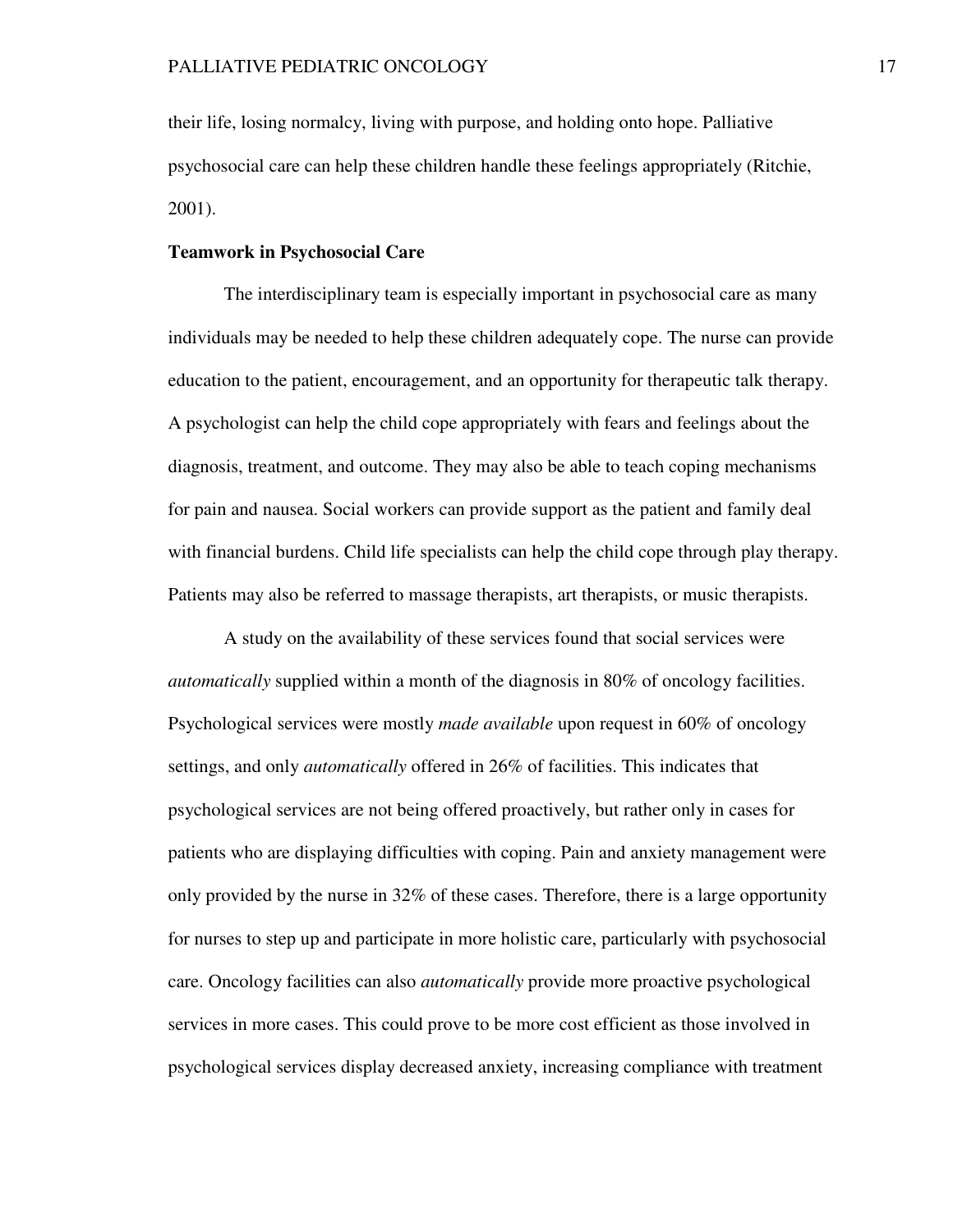their life, losing normalcy, living with purpose, and holding onto hope. Palliative psychosocial care can help these children handle these feelings appropriately (Ritchie, 2001).

**Teamwork in Psychosocial Care**

The interdisciplinary team is especially important in psychosocial care as many individuals may be needed to help these children adequately cope. The nurse can provide education to the patient, encouragement, and an opportunity for therapeutic talk therapy. A psychologist can help the child cope appropriately with fears and feelings about the diagnosis, treatment, and outcome. They may also be able to teach coping mechanisms for pain and nausea. Social workers can provide support as the patient and family deal with financial burdens. Child life specialists can help the child cope through play therapy. Patients may also be referred to massage therapists, art therapists, or music therapists.

A study on the availability of these services found that social services were *automatically* supplied within a month of the diagnosis in 80% of oncology facilities. Psychological services were mostly *made available* upon request in 60% of oncology settings, and only *automatically* offered in 26% of facilities. This indicates that psychological services are not being offered proactively, but rather only in cases for patients who are displaying difficulties with coping. Pain and anxiety management were only provided by the nurse in 32% of these cases. Therefore, there is a large opportunity for nurses to step up and participate in more holistic care, particularly with psychosocial care. Oncology facilities can also *automatically* provide more proactive psychological services in more cases. This could prove to be more cost efficient as those involved in psychological services display decreased anxiety, increasing compliance with treatment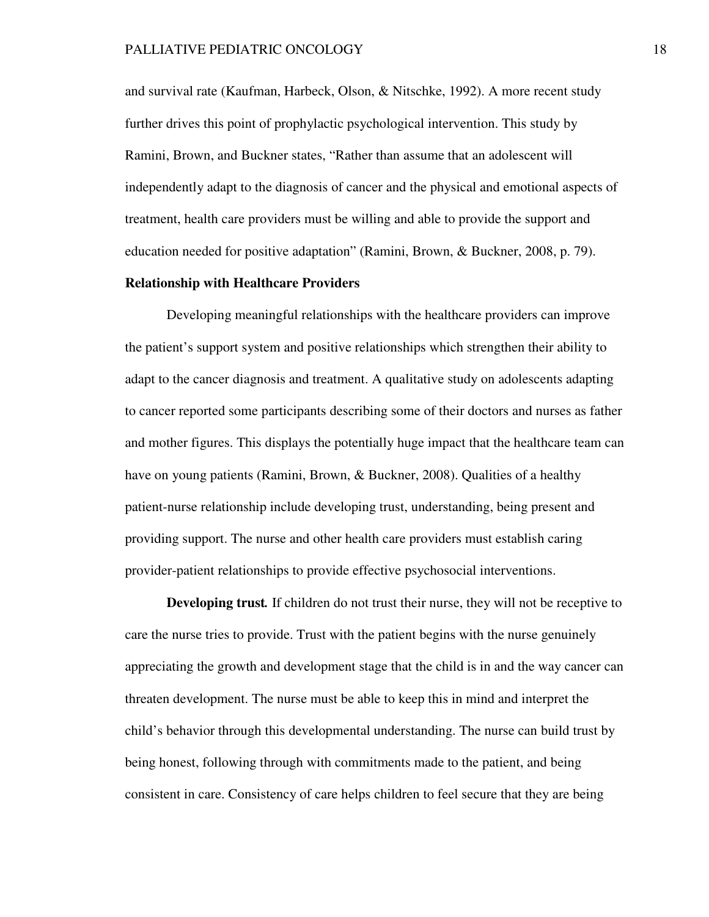and survival rate (Kaufman, Harbeck, Olson, & Nitschke, 1992). A more recent study further drives this point of prophylactic psychological intervention. This study by Ramini, Brown, and Buckner states, "Rather than assume that an adolescent will independently adapt to the diagnosis of cancer and the physical and emotional aspects of treatment, health care providers must be willing and able to provide the support and education needed for positive adaptation" (Ramini, Brown, & Buckner, 2008, p. 79).

## Relationship with Healthcare Providers

Developing meaningful relationships with the healthcare providers can improve the patient's support system and positive relationships which strengthen their ability to adapt to the cancer diagnosis and treatment. A qualitative study on adolescents adapting to cancer reported some participants describing some of their doctors and nurses as father and mother figures. This displays the potentially huge impact that the healthcare team can have on young patients (Ramini, Brown, & Buckner, 2008). Qualities of a healthy patient-nurse relationship include developing trust, understanding, being present and providing support. The nurse and other health care providers must establish caring provider-patient relationships to provide effective psychosocial interventions.

**Developing trust.** If children do not trust their nurse, they will not be receptive to care the nurse tries to provide. Trust with the patient begins with the nurse genuinely appreciating the growth and development stage that the child is in and the way cancer can threaten development. The nurse must be able to keep this in mind and interpret the child's behavior through this developmental understanding. The nurse can build trust by being honest, following through with commitments made to the patient, and being consistent in care. Consistency of care helps children to feel secure that they are being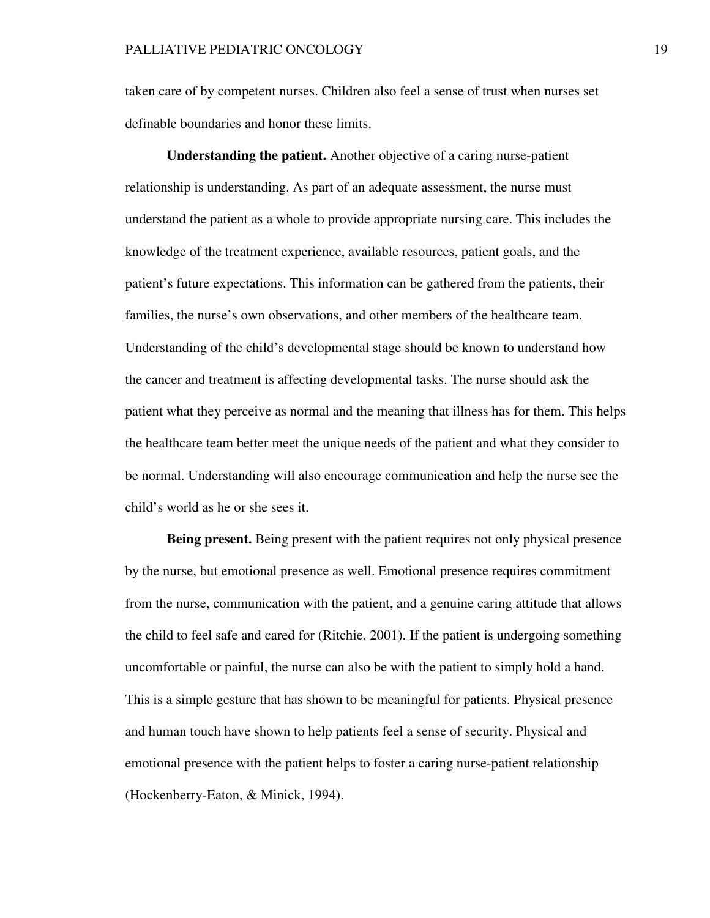taken care of by competent nurses. Children also feel a sense of trust when nurses set definable boundaries and honor these limits.

**Understanding the patient.** Another objective of a caring nurse-patient relationship is understanding. As part of an adequate assessment, the nurse must understand the patient as a whole to provide appropriate nursing care. This includes the knowledge of the treatment experience, available resources, patient goals, and the patient's future expectations. This information can be gathered from the patients, their families, the nurse's own observations, and other members of the healthcare team. Understanding of the child's developmental stage should be known to understand how the cancer and treatment is affecting developmental tasks. The nurse should ask the patient what they perceive as normal and the meaning that illness has for them. This helps the healthcare team better meet the unique needs of the patient and what they consider to be normal. Understanding will also encourage communication and help the nurse see the child's world as he or she sees it.

**Being present.** Being present with the patient requires not only physical presence by the nurse, but emotional presence as well. Emotional presence requires commitment from the nurse, communication with the patient, and a genuine caring attitude that allows the child to feel safe and cared for (Ritchie, 2001). If the patient is undergoing something uncomfortable or painful, the nurse can also be with the patient to simply hold a hand. This is a simple gesture that has shown to be meaningful for patients. Physical presence and human touch have shown to help patients feel a sense of security. Physical and emotional presence with the patient helps to foster a caring nurse-patient relationship (Hockenberry-Eaton, & Minick, 1994).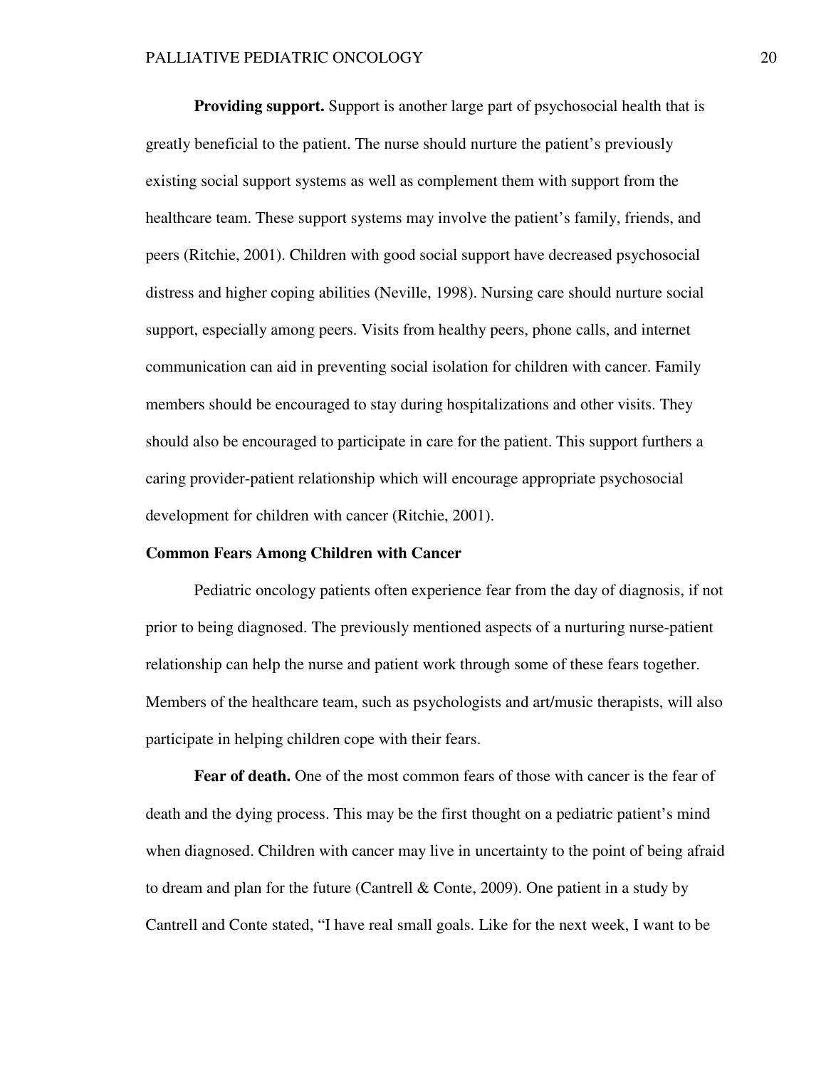**Providing support.** Support is another large part of psychosocial health that is greatly beneficial to the patient. The nurse should nurture the patient's previously existing social support systems as well as complement them with support from the healthcare team. These support systems may involve the patient's family, friends, and peers (Ritchie, 2001). Children with good social support have decreased psychosocial distress and higher coping abilities (Neville, 1998). Nursing care should nurture social support, especially among peers. Visits from healthy peers, phone calls, and internet communication can aid in preventing social isolation for children with cancer. Family members should be encouraged to stay during hospitalizations and other visits. They should also be encouraged to participate in care for the patient. This support furthers a caring provider-patient relationship which will encourage appropriate psychosocial development for children with cancer (Ritchie, 2001).

## Common Fears Among Children with Cancer

Pediatric oncology patients often experience fear from the day of diagnosis, if not prior to being diagnosed. The previously mentioned aspects of a nurturing nurse-patient relationship can help the nurse and patient work through some of these fears together. Members of the healthcare team, such as psychologists and art/music therapists, will also participate in helping children cope with their fears.

**Fear of death.** One of the most common fears of those with cancer is the fear of death and the dying process. This may be the first thought on a pediatric patient's mind when diagnosed. Children with cancer may live in uncertainty to the point of being afraid to dream and plan for the future (Cantrell & Conte, 2009). One patient in a study by Cantrell and Conte stated, "I have real small goals. Like for the next week, I want to be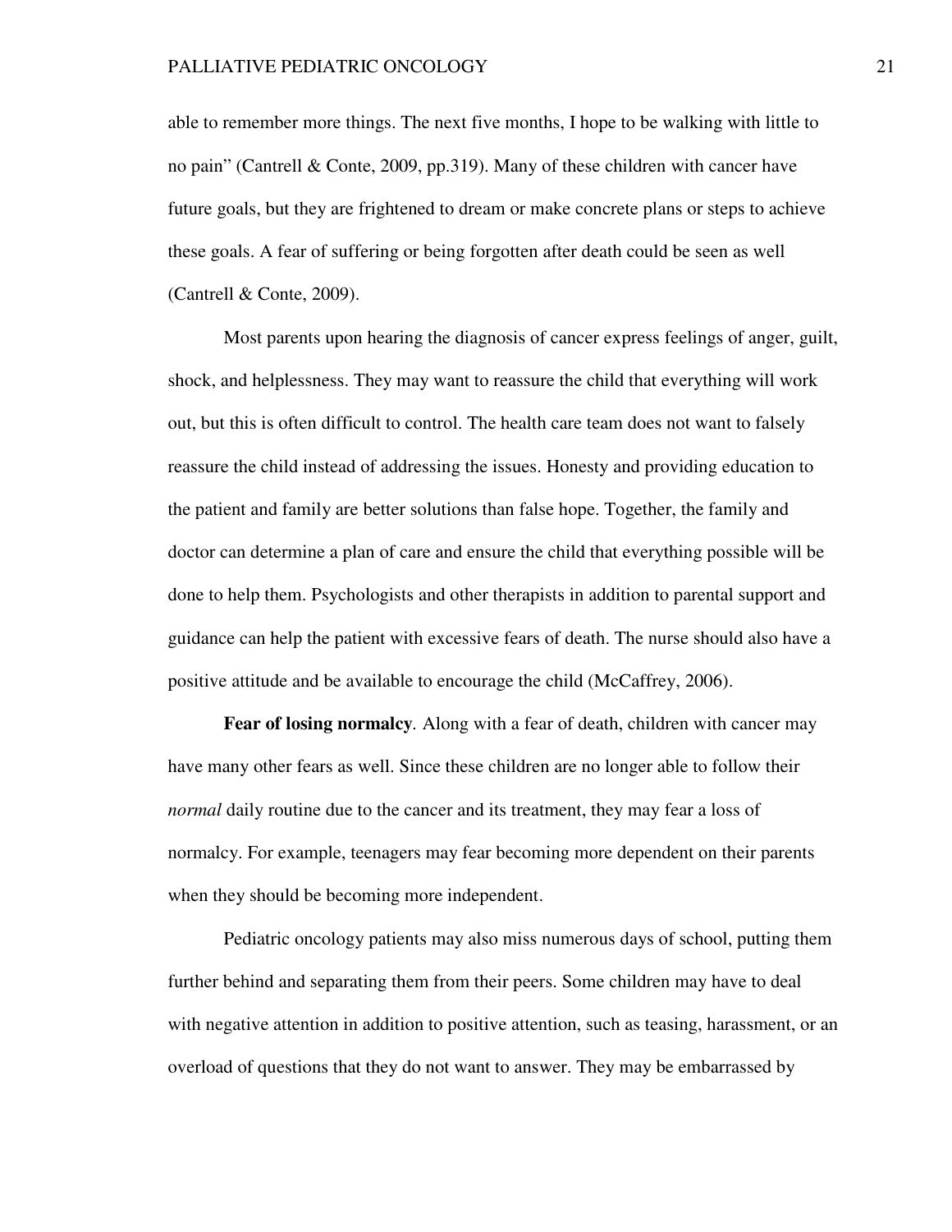able to remember more things. The next five months, I hope to be walking with little to no pain" (Cantrell & Conte, 2009, pp.319). Many of these children with cancer have future goals, but they are frightened to dream or make concrete plans or steps to achieve these goals. A fear of suffering or being forgotten after death could be seen as well (Cantrell & Conte, 2009).

Most parents upon hearing the diagnosis of cancer express feelings of anger, guilt, shock, and helplessness. They may want to reassure the child that everything will work out, but this is often difficult to control. The health care team does not want to falsely reassure the child instead of addressing the issues. Honesty and providing education to the patient and family are better solutions than false hope. Together, the family and doctor can determine a plan of care and ensure the child that everything possible will be done to help them. Psychologists and other therapists in addition to parental support and guidance can help the patient with excessive fears of death. The nurse should also have a positive attitude and be available to encourage the child (McCaffrey, 2006).

**Fear of losing normalcy**. Along with a fear of death, children with cancer may have many other fears as well. Since these children are no longer able to follow their *normal* daily routine due to the cancer and its treatment, they may fear a loss of normalcy. For example, teenagers may fear becoming more dependent on their parents when they should be becoming more independent.

Pediatric oncology patients may also miss numerous days of school, putting them further behind and separating them from their peers. Some children may have to deal with negative attention in addition to positive attention, such as teasing, harassment, or an overload of questions that they do not want to answer. They may be embarrassed by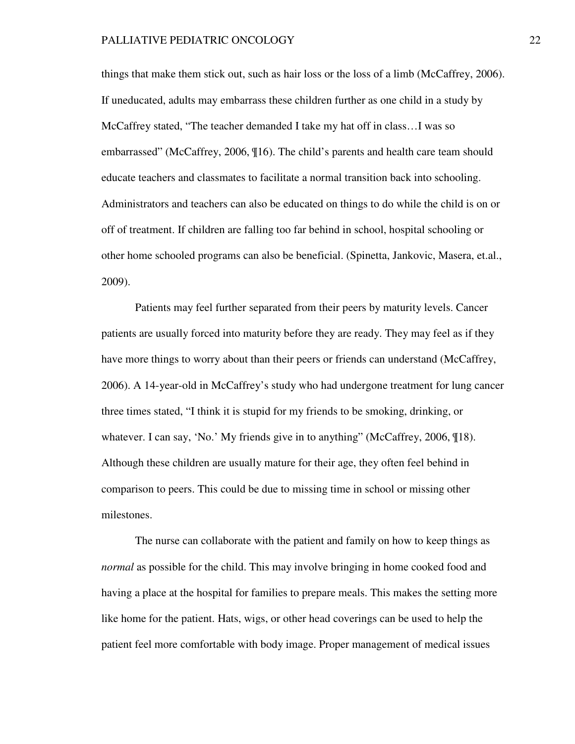things that make them stick out, such as hair loss or the loss of a limb (McCaffrey, 2006). If uneducated, adults may embarrass these children further as one child in a study by McCaffrey stated, “The teacher demanded I take my hat off in class…I was so embarrassed” (McCaffrey, 2006, ¶16). The child’s parents and health care team should educate teachers and classmates to facilitate a normal transition back into schooling. Administrators and teachers can also be educated on things to do while the child is on or off of treatment. If children are falling too far behind in school, hospital schooling or other home schooled programs can also be beneficial. (Spinetta, Jankovic, Masera, et.al., 2009).

Patients may feel further separated from their peers by maturity levels. Cancer patients are usually forced into maturity before they are ready. They may feel as if they have more things to worry about than their peers or friends can understand (McCaffrey, 2006). A 14-year-old in McCaffrey’s study who had undergone treatment for lung cancer three times stated, “I think it is stupid for my friends to be smoking, drinking, or whatever. I can say, ‘No.’ My friends give in to anything” (McCaffrey, 2006, ¶18). Although these children are usually mature for their age, they often feel behind in comparison to peers. This could be due to missing time in school or missing other milestones.

The nurse can collaborate with the patient and family on how to keep things as *normal* as possible for the child. This may involve bringing in home cooked food and having a place at the hospital for families to prepare meals. This makes the setting more like home for the patient. Hats, wigs, or other head coverings can be used to help the patient feel more comfortable with body image. Proper management of medical issues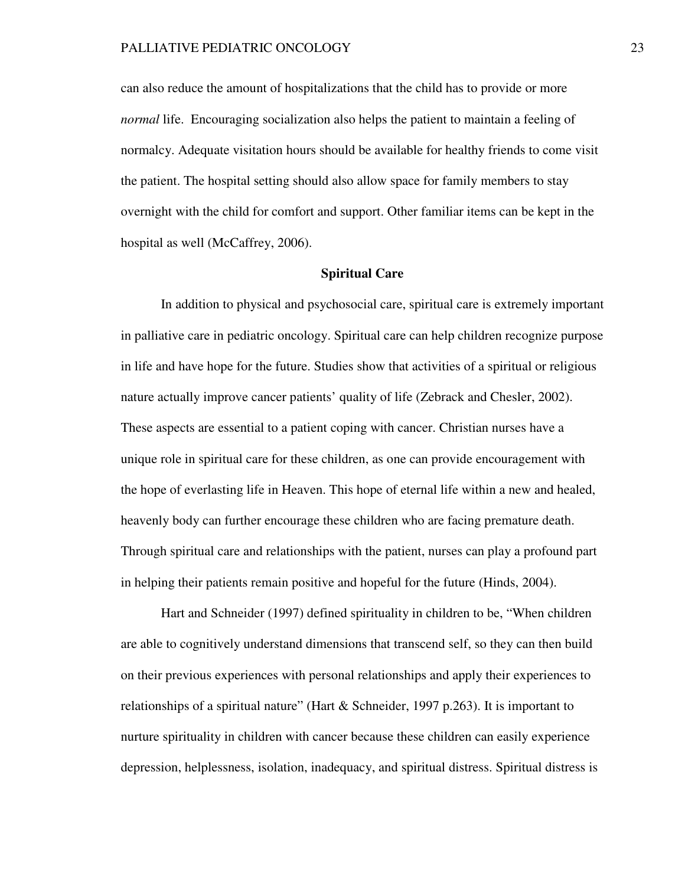can also reduce the amount of hospitalizations that the child has to provide or more *normal* life. Encouraging socialization also helps the patient to maintain a feeling of normalcy. Adequate visitation hours should be available for healthy friends to come visit the patient. The hospital setting should also allow space for family members to stay overnight with the child for comfort and support. Other familiar items can be kept in the hospital as well (McCaffrey, 2006).

## Spiritual Care

In addition to physical and psychosocial care, spiritual care is extremely important in palliative care in pediatric oncology. Spiritual care can help children recognize purpose in life and have hope for the future. Studies show that activities of a spiritual or religious nature actually improve cancer patients' quality of life (Zebrack and Chesler, 2002). These aspects are essential to a patient coping with cancer. Christian nurses have a unique role in spiritual care for these children, as one can provide encouragement with the hope of everlasting life in Heaven. This hope of eternal life within a new and healed, heavenly body can further encourage these children who are facing premature death. Through spiritual care and relationships with the patient, nurses can play a profound part in helping their patients remain positive and hopeful for the future (Hinds, 2004).

Hart and Schneider (1997) defined spirituality in children to be, "When children are able to cognitively understand dimensions that transcend self, so they can then build on their previous experiences with personal relationships and apply their experiences to relationships of a spiritual nature" (Hart & Schneider, 1997 p.263). It is important to nurture spirituality in children with cancer because these children can easily experience depression, helplessness, isolation, inadequacy, and spiritual distress. Spiritual distress is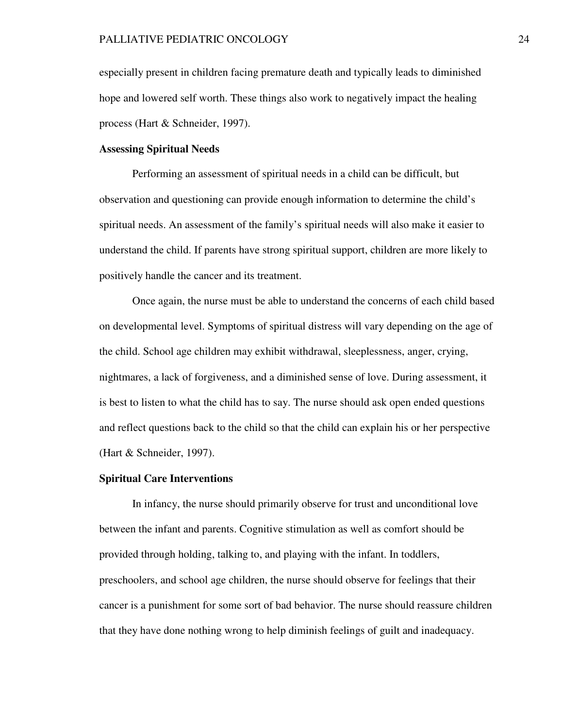especially present in children facing premature death and typically leads to diminished hope and lowered self worth. These things also work to negatively impact the healing process (Hart & Schneider, 1997).

## Assessing Spiritual Needs

Performing an assessment of spiritual needs in a child can be difficult, but observation and questioning can provide enough information to determine the child's spiritual needs. An assessment of the family's spiritual needs will also make it easier to understand the child. If parents have strong spiritual support, children are more likely to positively handle the cancer and its treatment.

Once again, the nurse must be able to understand the concerns of each child based on developmental level. Symptoms of spiritual distress will vary depending on the age of the child. School age children may exhibit withdrawal, sleeplessness, anger, crying, nightmares, a lack of forgiveness, and a diminished sense of love. During assessment, it is best to listen to what the child has to say. The nurse should ask open ended questions and reflect questions back to the child so that the child can explain his or her perspective (Hart & Schneider, 1997).

## Spiritual Care Interventions

In infancy, the nurse should primarily observe for trust and unconditional love between the infant and parents. Cognitive stimulation as well as comfort should be provided through holding, talking to, and playing with the infant. In toddlers, preschoolers, and school age children, the nurse should observe for feelings that their cancer is a punishment for some sort of bad behavior. The nurse should reassure children that they have done nothing wrong to help diminish feelings of guilt and inadequacy.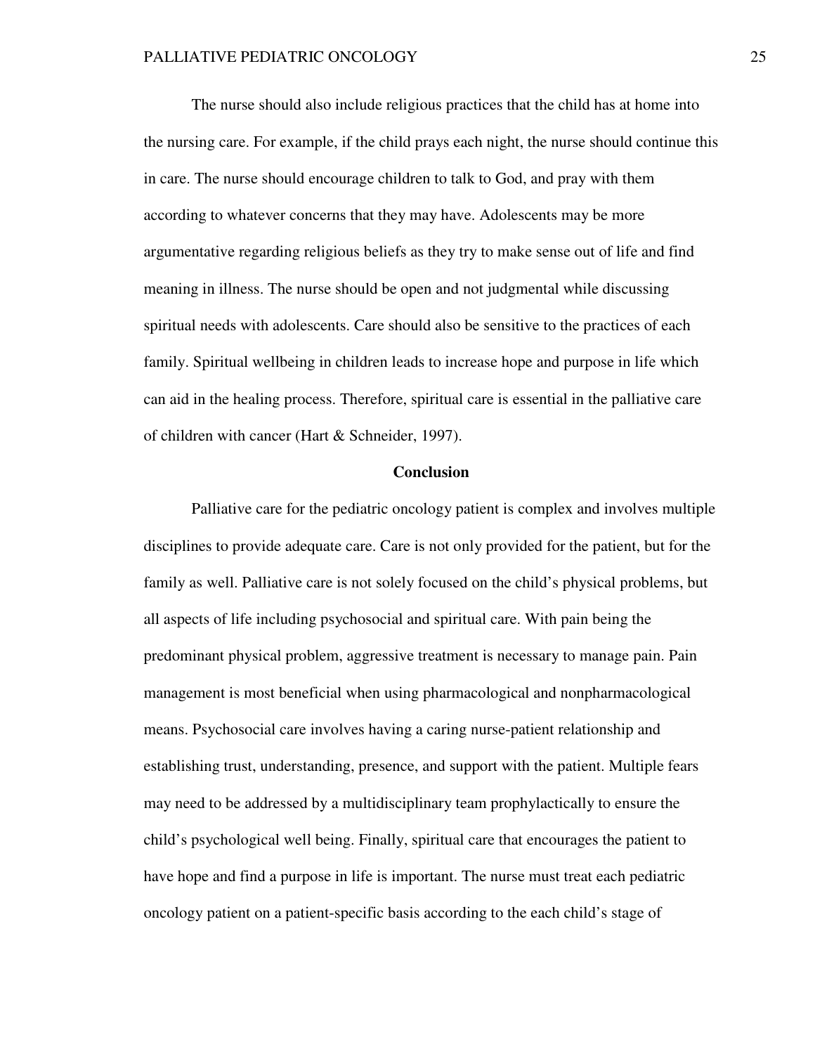The nurse should also include religious practices that the child has at home into the nursing care. For example, if the child prays each night, the nurse should continue this in care. The nurse should encourage children to talk to God, and pray with them according to whatever concerns that they may have. Adolescents may be more argumentative regarding religious beliefs as they try to make sense out of life and find meaning in illness. The nurse should be open and not judgmental while discussing spiritual needs with adolescents. Care should also be sensitive to the practices of each family. Spiritual wellbeing in children leads to increase hope and purpose in life which can aid in the healing process. Therefore, spiritual care is essential in the palliative care of children with cancer (Hart & Schneider, 1997).

## Conclusion

Palliative care for the pediatric oncology patient is complex and involves multiple disciplines to provide adequate care. Care is not only provided for the patient, but for the family as well. Palliative care is not solely focused on the child's physical problems, but all aspects of life including psychosocial and spiritual care. With pain being the predominant physical problem, aggressive treatment is necessary to manage pain. Pain management is most beneficial when using pharmacological and nonpharmacological means. Psychosocial care involves having a caring nurse-patient relationship and establishing trust, understanding, presence, and support with the patient. Multiple fears may need to be addressed by a multidisciplinary team prophylactically to ensure the child's psychological well being. Finally, spiritual care that encourages the patient to have hope and find a purpose in life is important. The nurse must treat each pediatric oncology patient on a patient-specific basis according to the each child's stage of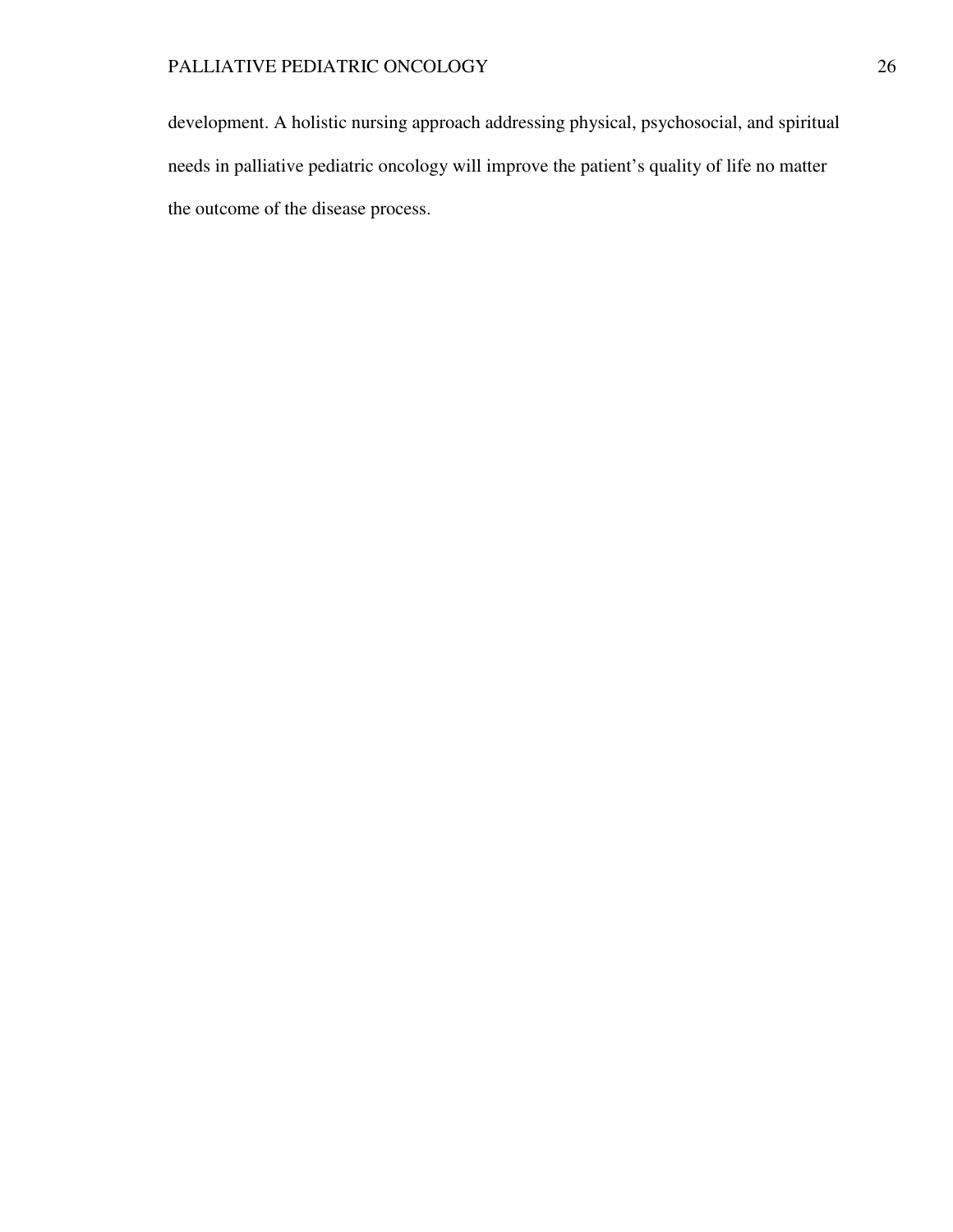development. A holistic nursing approach addressing physical, psychosocial, and spiritual needs in palliative pediatric oncology will improve the patient's quality of life no matter the outcome of the disease process.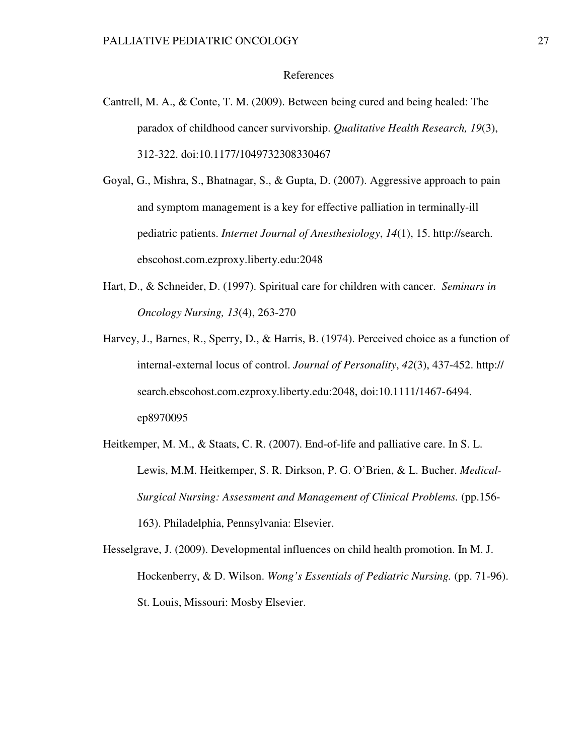# References

Cantrell, M. A., & Conte, T. M. (2009). Between being cured and being healed: The paradox of childhood cancer survivorship. *Qualitative Health Research, 19*(3), 312-322. doi:10.1177/1049732308330467

Goyal, G., Mishra, S., Bhatnagar, S., & Gupta, D. (2007). Aggressive approach to pain and symptom management is a key for effective palliation in terminally-ill pediatric patients. *Internet Journal of Anesthesiology*, *14*(1), 15. http://search.ebscohost.com.ezproxy.liberty.edu:2048

Hart, D., & Schneider, D. (1997). Spiritual care for children with cancer. *Seminars in Oncology Nursing, 13*(4), 263-270

Harvey, J., Barnes, R., Sperry, D., & Harris, B. (1974). Perceived choice as a function of internal-external locus of control. *Journal of Personality*, *42*(3), 437-452. http://search.ebscohost.com.ezproxy.liberty.edu:2048, doi:10.1111/1467-6494.ep8970095

Heitkemper, M. M., & Staats, C. R. (2007). End-of-life and palliative care. In S. L. Lewis, M.M. Heitkemper, S. R. Dirkson, P. G. O'Brien, & L. Bucher. *Medical-Surgical Nursing: Assessment and Management of Clinical Problems.* (pp.156-163). Philadelphia, Pennsylvania: Elsevier.

Hesselgrave, J. (2009). Developmental influences on child health promotion. In M. J. Hockenberry, & D. Wilson. *Wong's Essentials of Pediatric Nursing.* (pp. 71-96). St. Louis, Missouri: Mosby Elsevier.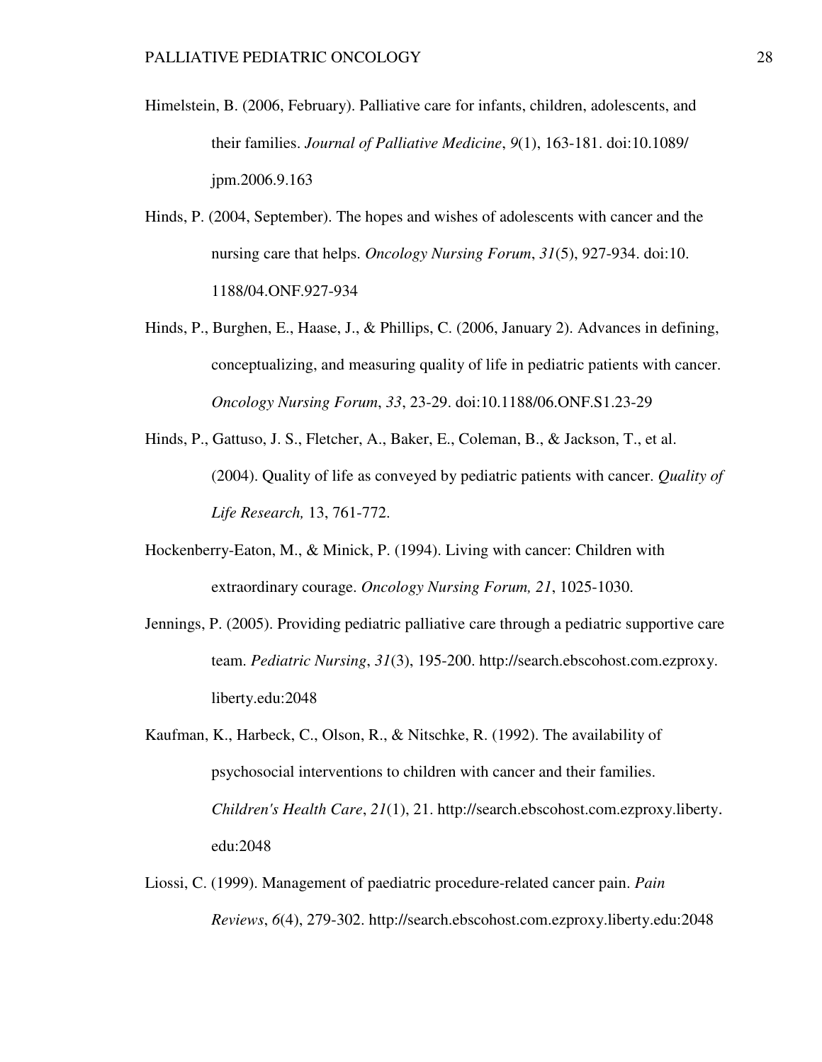Himelstein, B. (2006, February). Palliative care for infants, children, adolescents, and their families. *Journal of Palliative Medicine*, *9*(1), 163-181. doi:10.1089/ jpm.2006.9.163

Hinds, P. (2004, September). The hopes and wishes of adolescents with cancer and the nursing care that helps. *Oncology Nursing Forum*, *31*(5), 927-934. doi:10. 1188/04.ONF.927-934

Hinds, P., Burghen, E., Haase, J., & Phillips, C. (2006, January 2). Advances in defining, conceptualizing, and measuring quality of life in pediatric patients with cancer. *Oncology Nursing Forum*, *33*, 23-29. doi:10.1188/06.ONF.S1.23-29

Hinds, P., Gattuso, J. S., Fletcher, A., Baker, E., Coleman, B., & Jackson, T., et al. (2004). Quality of life as conveyed by pediatric patients with cancer. *Quality of Life Research,* 13, 761-772.

Hockenberry-Eaton, M., & Minick, P. (1994). Living with cancer: Children with extraordinary courage. *Oncology Nursing Forum, 21*, 1025-1030.

Jennings, P. (2005). Providing pediatric palliative care through a pediatric supportive care team. *Pediatric Nursing*, *31*(3), 195-200. http://search.ebscohost.com.ezproxy. liberty.edu:2048

Kaufman, K., Harbeck, C., Olson, R., & Nitschke, R. (1992). The availability of psychosocial interventions to children with cancer and their families. *Children's Health Care*, *21*(1), 21. http://search.ebscohost.com.ezproxy.liberty. edu:2048

Liossi, C. (1999). Management of paediatric procedure-related cancer pain. *Pain Reviews*, *6*(4), 279-302. http://search.ebscohost.com.ezproxy.liberty.edu:2048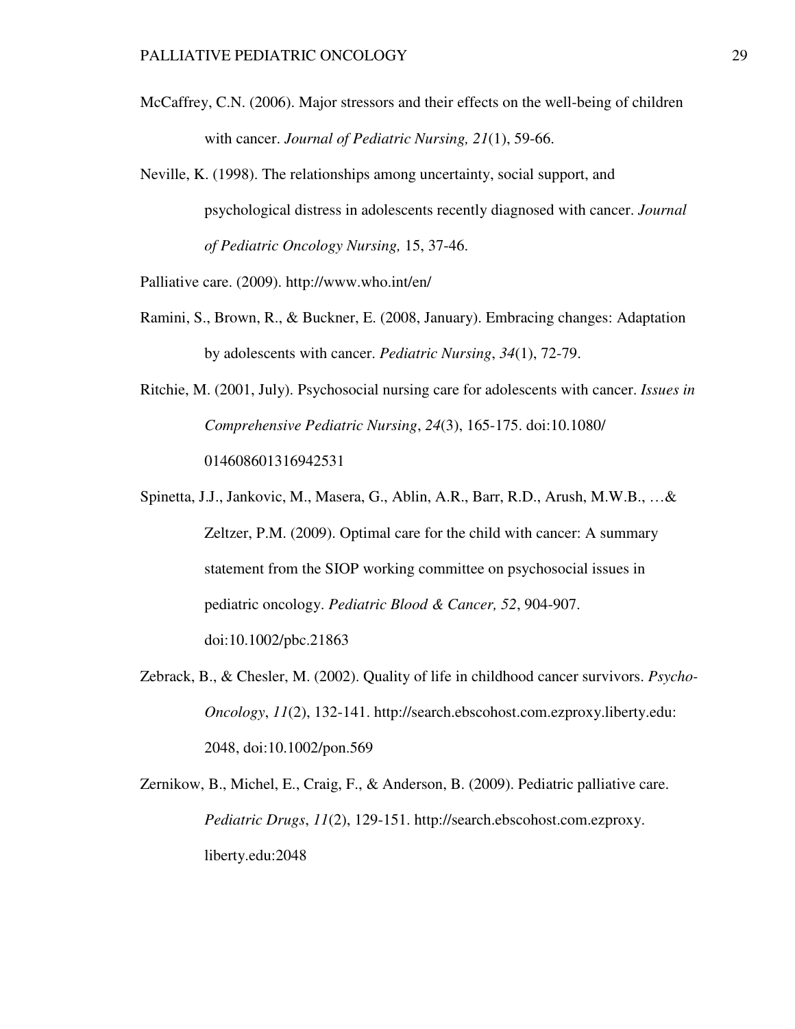McCaffrey, C.N. (2006). Major stressors and their effects on the well-being of children with cancer. *Journal of Pediatric Nursing, 21*(1), 59-66.

Neville, K. (1998). The relationships among uncertainty, social support, and psychological distress in adolescents recently diagnosed with cancer. *Journal of Pediatric Oncology Nursing,* 15, 37-46.

Palliative care. (2009). http://www.who.int/en/

Ramini, S., Brown, R., & Buckner, E. (2008, January). Embracing changes: Adaptation by adolescents with cancer. *Pediatric Nursing*, *34*(1), 72-79.

Ritchie, M. (2001, July). Psychosocial nursing care for adolescents with cancer. *Issues in Comprehensive Pediatric Nursing*, *24*(3), 165-175. doi:10.1080/014608601316942531

Spinetta, J.J., Jankovic, M., Masera, G., Ablin, A.R., Barr, R.D., Arush, M.W.B., …& Zeltzer, P.M. (2009). Optimal care for the child with cancer: A summary statement from the SIOP working committee on psychosocial issues in pediatric oncology. *Pediatric Blood & Cancer, 52*, 904-907. doi:10.1002/pbc.21863

Zebrack, B., & Chesler, M. (2002). Quality of life in childhood cancer survivors. *Psycho-Oncology*, *11*(2), 132-141. http://search.ebscohost.com.ezproxy.liberty.edu:2048, doi:10.1002/pon.569

Zernikow, B., Michel, E., Craig, F., & Anderson, B. (2009). Pediatric palliative care. *Pediatric Drugs*, *11*(2), 129-151. http://search.ebscohost.com.ezproxy.liberty.edu:2048